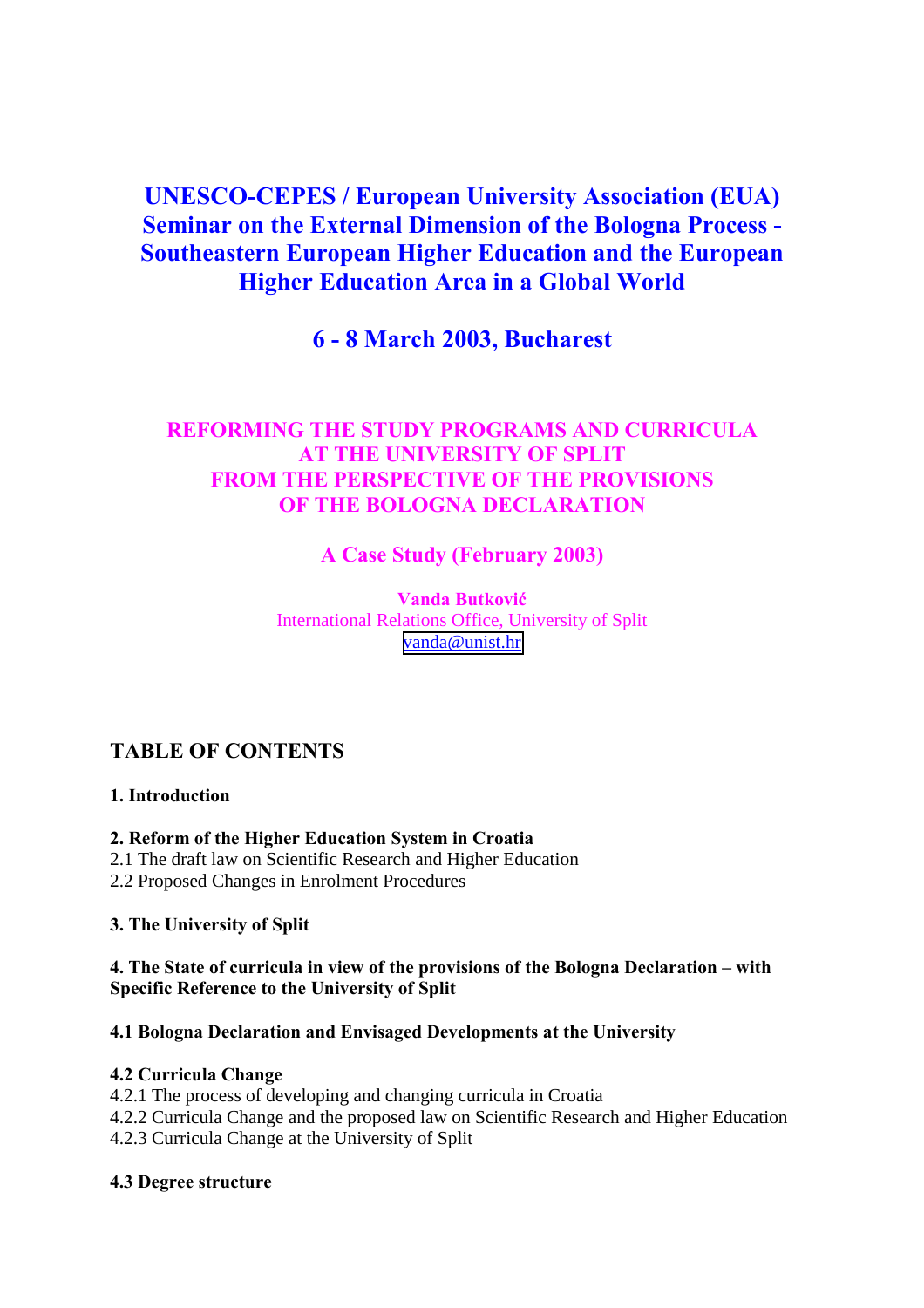# UNESCO-CEPES / European University Association (EUA) Seminar on the External Dimension of the Bologna Process - Southeastern European Higher Education and the European Higher Education Area in a Global World

## 6 - 8 March 2003, Bucharest

## REFORMING THE STUDY PROGRAMS AND CURRICULA AT THE UNIVERSITY OF SPLIT FROM THE PERSPECTIVE OF THE PROVISIONS OF THE BOLOGNA DECLARATION

### A Case Study (February 2003)

**Vanda Butković**
International Relations Office, University of Split
vanda@unist.hr

## TABLE OF CONTENTS

**1. Introduction**

**2. Reform of the Higher Education System in Croatia**
2.1 The draft law on Scientific Research and Higher Education
2.2 Proposed Changes in Enrolment Procedures

**3. The University of Split**

**4. The State of curricula in view of the provisions of the Bologna Declaration – with Specific Reference to the University of Split**

**4.1 Bologna Declaration and Envisaged Developments at the University**

**4.2 Curricula Change**
4.2.1 The process of developing and changing curricula in Croatia
4.2.2 Curricula Change and the proposed law on Scientific Research and Higher Education
4.2.3 Curricula Change at the University of Split

**4.3 Degree structure**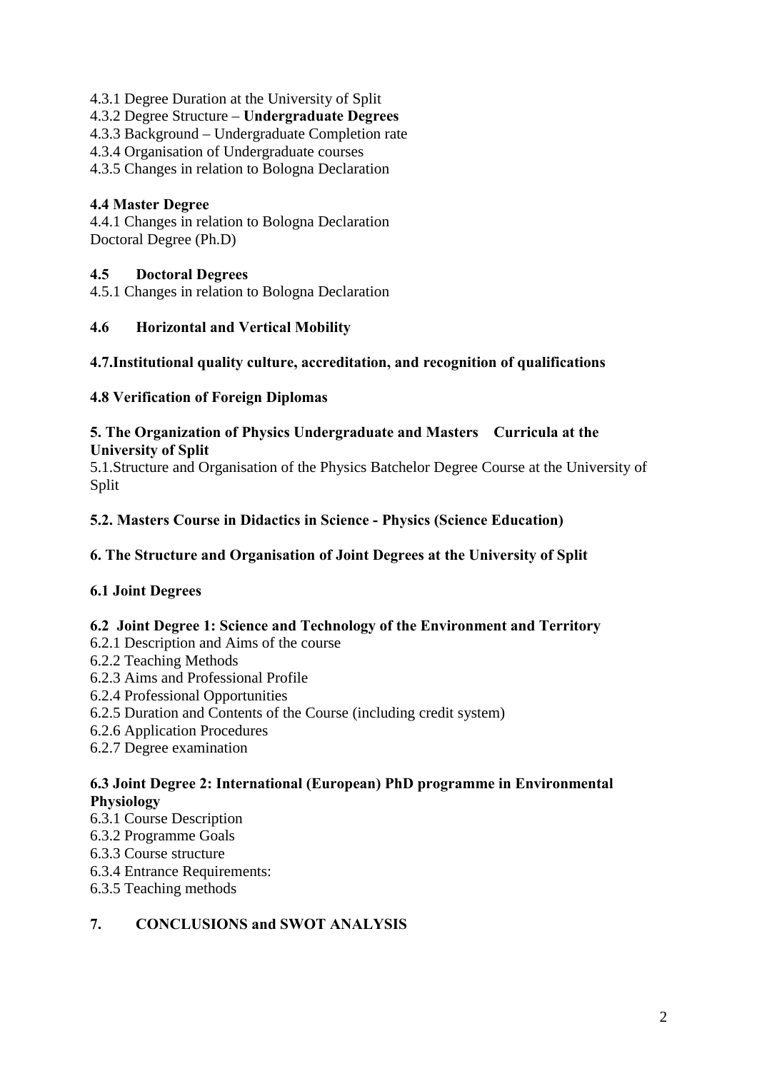4.3.1 Degree Duration at the University of Split
4.3.2 Degree Structure – **Undergraduate Degrees**
4.3.3 Background – Undergraduate Completion rate
4.3.4 Organisation of Undergraduate courses
4.3.5 Changes in relation to Bologna Declaration

**4.4 Master Degree**
4.4.1 Changes in relation to Bologna Declaration
Doctoral Degree (Ph.D)

**4.5 Doctoral Degrees**
4.5.1 Changes in relation to Bologna Declaration

**4.6 Horizontal and Vertical Mobility**

**4.7.Institutional quality culture, accreditation, and recognition of qualifications**

**4.8 Verification of Foreign Diplomas**

**5. The Organization of Physics Undergraduate and Masters Curricula at the University of Split**
5.1.Structure and Organisation of the Physics Batchelor Degree Course at the University of Split

**5.2. Masters Course in Didactics in Science - Physics (Science Education)**

**6. The Structure and Organisation of Joint Degrees at the University of Split**

**6.1 Joint Degrees**

**6.2 Joint Degree 1: Science and Technology of the Environment and Territory**
6.2.1 Description and Aims of the course
6.2.2 Teaching Methods
6.2.3 Aims and Professional Profile
6.2.4 Professional Opportunities
6.2.5 Duration and Contents of the Course (including credit system)
6.2.6 Application Procedures
6.2.7 Degree examination

**6.3 Joint Degree 2: International (European) PhD programme in Environmental Physiology**
6.3.1 Course Description
6.3.2 Programme Goals
6.3.3 Course structure
6.3.4 Entrance Requirements:
6.3.5 Teaching methods

**7. CONCLUSIONS and SWOT ANALYSIS**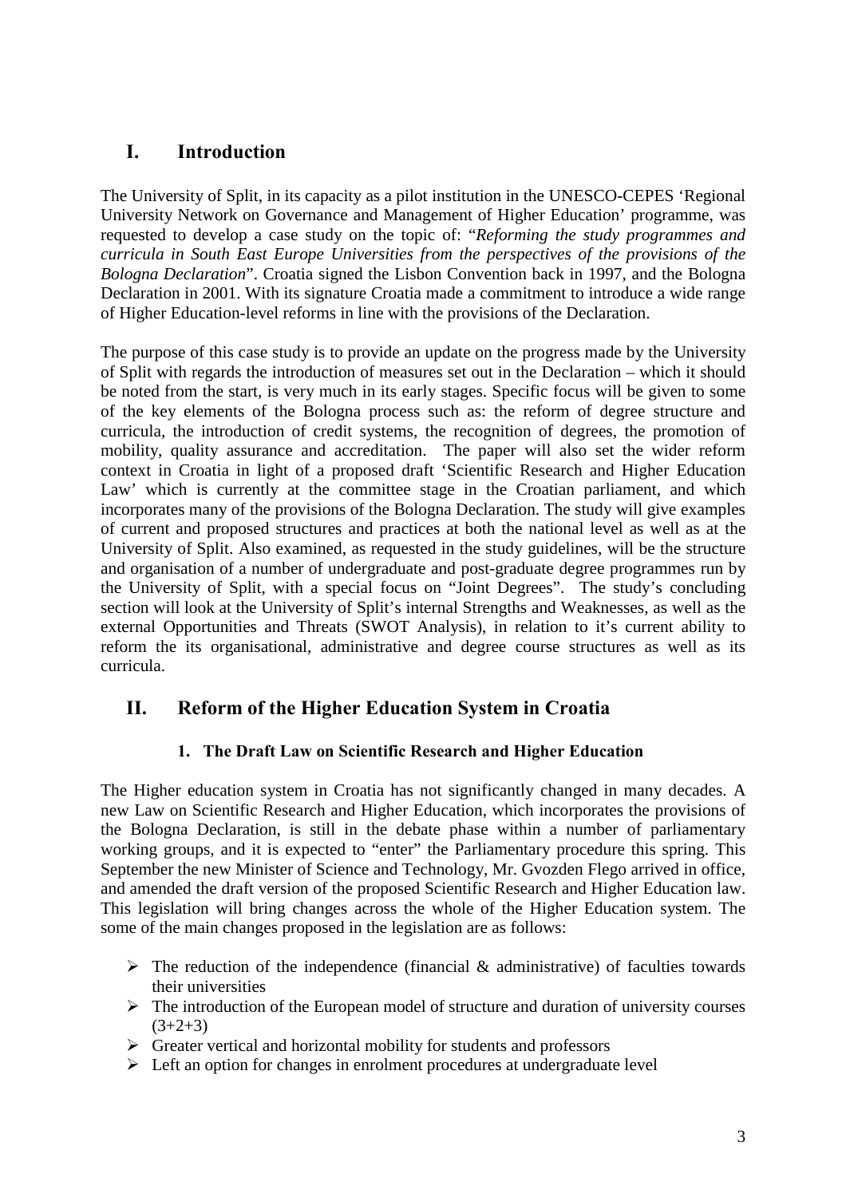# I. Introduction

The University of Split, in its capacity as a pilot institution in the UNESCO-CEPES 'Regional University Network on Governance and Management of Higher Education' programme, was requested to develop a case study on the topic of: "*Reforming the study programmes and curricula in South East Europe Universities from the perspectives of the provisions of the Bologna Declaration*". Croatia signed the Lisbon Convention back in 1997, and the Bologna Declaration in 2001. With its signature Croatia made a commitment to introduce a wide range of Higher Education-level reforms in line with the provisions of the Declaration.

The purpose of this case study is to provide an update on the progress made by the University of Split with regards the introduction of measures set out in the Declaration – which it should be noted from the start, is very much in its early stages. Specific focus will be given to some of the key elements of the Bologna process such as: the reform of degree structure and curricula, the introduction of credit systems, the recognition of degrees, the promotion of mobility, quality assurance and accreditation. The paper will also set the wider reform context in Croatia in light of a proposed draft 'Scientific Research and Higher Education Law' which is currently at the committee stage in the Croatian parliament, and which incorporates many of the provisions of the Bologna Declaration. The study will give examples of current and proposed structures and practices at both the national level as well as at the University of Split. Also examined, as requested in the study guidelines, will be the structure and organisation of a number of undergraduate and post-graduate degree programmes run by the University of Split, with a special focus on "Joint Degrees". The study's concluding section will look at the University of Split's internal Strengths and Weaknesses, as well as the external Opportunities and Threats (SWOT Analysis), in relation to it's current ability to reform the its organisational, administrative and degree course structures as well as its curricula.

# II. Reform of the Higher Education System in Croatia

### 1. The Draft Law on Scientific Research and Higher Education

The Higher education system in Croatia has not significantly changed in many decades. A new Law on Scientific Research and Higher Education, which incorporates the provisions of the Bologna Declaration, is still in the debate phase within a number of parliamentary working groups, and it is expected to "enter" the Parliamentary procedure this spring. This September the new Minister of Science and Technology, Mr. Gvozden Flego arrived in office, and amended the draft version of the proposed Scientific Research and Higher Education law. This legislation will bring changes across the whole of the Higher Education system. The some of the main changes proposed in the legislation are as follows:

- The reduction of the independence (financial & administrative) of faculties towards their universities
- The introduction of the European model of structure and duration of university courses (3+2+3)
- Greater vertical and horizontal mobility for students and professors
- Left an option for changes in enrolment procedures at undergraduate level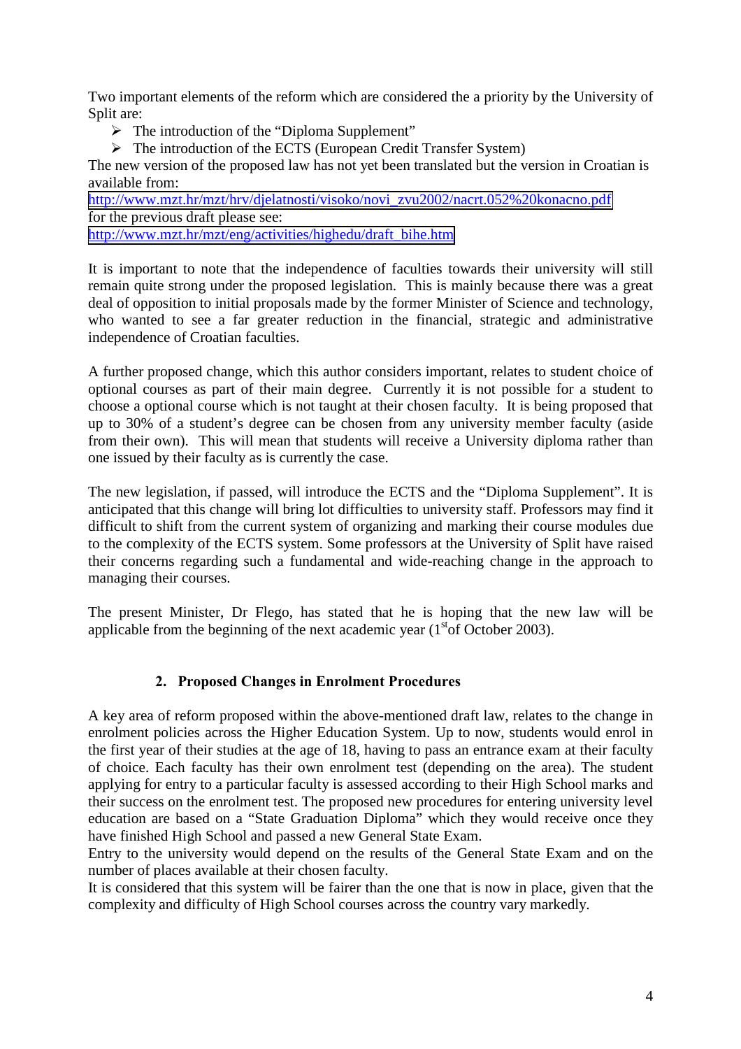Two important elements of the reform which are considered the a priority by the University of Split are:

- The introduction of the "Diploma Supplement"
- The introduction of the ECTS (European Credit Transfer System)

The new version of the proposed law has not yet been translated but the version in Croatian is available from:
http://www.mzt.hr/mzt/hrv/djelatnosti/visoko/novi_zvu2002/nacrt.052%20konacno.pdf
for the previous draft please see:
http://www.mzt.hr/mzt/eng/activities/highedu/draft_bihe.htm

It is important to note that the independence of faculties towards their university will still remain quite strong under the proposed legislation. This is mainly because there was a great deal of opposition to initial proposals made by the former Minister of Science and technology, who wanted to see a far greater reduction in the financial, strategic and administrative independence of Croatian faculties.

A further proposed change, which this author considers important, relates to student choice of optional courses as part of their main degree. Currently it is not possible for a student to choose a optional course which is not taught at their chosen faculty. It is being proposed that up to 30% of a student's degree can be chosen from any university member faculty (aside from their own). This will mean that students will receive a University diploma rather than one issued by their faculty as is currently the case.

The new legislation, if passed, will introduce the ECTS and the "Diploma Supplement". It is anticipated that this change will bring lot difficulties to university staff. Professors may find it difficult to shift from the current system of organizing and marking their course modules due to the complexity of the ECTS system. Some professors at the University of Split have raised their concerns regarding such a fundamental and wide-reaching change in the approach to managing their courses.

The present Minister, Dr Flego, has stated that he is hoping that the new law will be applicable from the beginning of the next academic year (1st of October 2003).

## 2. Proposed Changes in Enrolment Procedures

A key area of reform proposed within the above-mentioned draft law, relates to the change in enrolment policies across the Higher Education System. Up to now, students would enrol in the first year of their studies at the age of 18, having to pass an entrance exam at their faculty of choice. Each faculty has their own enrolment test (depending on the area). The student applying for entry to a particular faculty is assessed according to their High School marks and their success on the enrolment test. The proposed new procedures for entering university level education are based on a "State Graduation Diploma" which they would receive once they have finished High School and passed a new General State Exam.

Entry to the university would depend on the results of the General State Exam and on the number of places available at their chosen faculty.

It is considered that this system will be fairer than the one that is now in place, given that the complexity and difficulty of High School courses across the country vary markedly.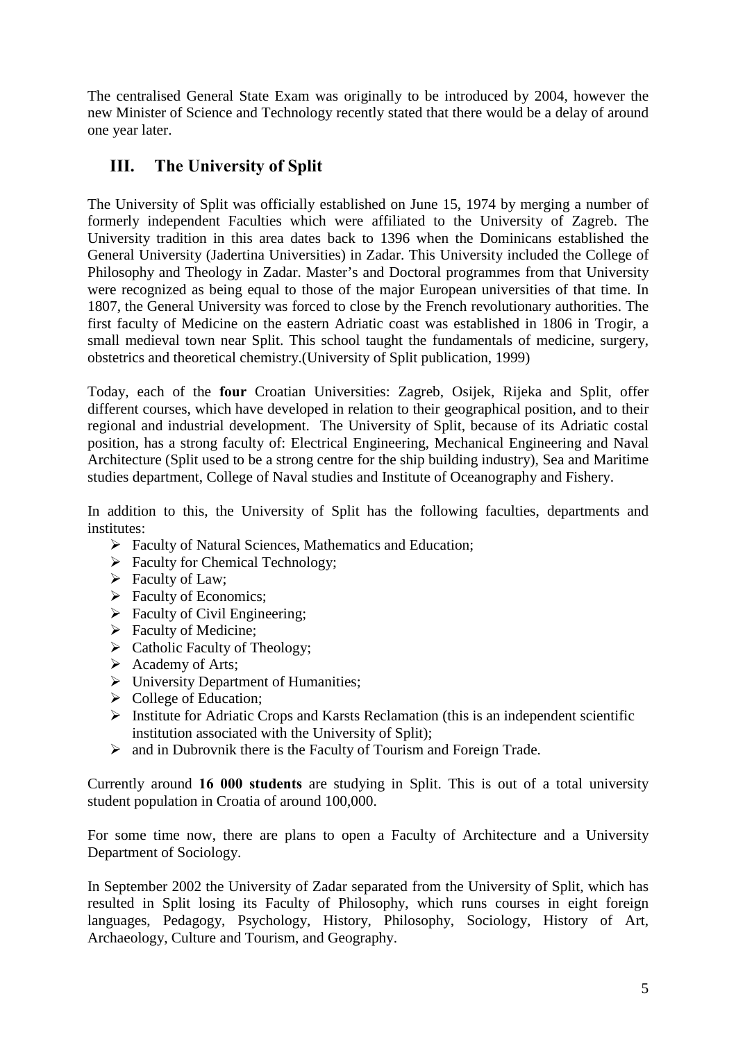The centralised General State Exam was originally to be introduced by 2004, however the new Minister of Science and Technology recently stated that there would be a delay of around one year later.

## III. The University of Split

The University of Split was officially established on June 15, 1974 by merging a number of formerly independent Faculties which were affiliated to the University of Zagreb. The University tradition in this area dates back to 1396 when the Dominicans established the General University (Jadertina Universities) in Zadar. This University included the College of Philosophy and Theology in Zadar. Master's and Doctoral programmes from that University were recognized as being equal to those of the major European universities of that time. In 1807, the General University was forced to close by the French revolutionary authorities. The first faculty of Medicine on the eastern Adriatic coast was established in 1806 in Trogir, a small medieval town near Split. This school taught the fundamentals of medicine, surgery, obstetrics and theoretical chemistry.(University of Split publication, 1999)

Today, each of the **four** Croatian Universities: Zagreb, Osijek, Rijeka and Split, offer different courses, which have developed in relation to their geographical position, and to their regional and industrial development. The University of Split, because of its Adriatic costal position, has a strong faculty of: Electrical Engineering, Mechanical Engineering and Naval Architecture (Split used to be a strong centre for the ship building industry), Sea and Maritime studies department, College of Naval studies and Institute of Oceanography and Fishery.

In addition to this, the University of Split has the following faculties, departments and institutes:

- Faculty of Natural Sciences, Mathematics and Education;
- Faculty for Chemical Technology;
- Faculty of Law;
- Faculty of Economics;
- Faculty of Civil Engineering;
- Faculty of Medicine;
- Catholic Faculty of Theology;
- Academy of Arts;
- University Department of Humanities;
- College of Education;
- Institute for Adriatic Crops and Karsts Reclamation (this is an independent scientific institution associated with the University of Split);
- and in Dubrovnik there is the Faculty of Tourism and Foreign Trade.

Currently around **16 000 students** are studying in Split. This is out of a total university student population in Croatia of around 100,000.

For some time now, there are plans to open a Faculty of Architecture and a University Department of Sociology.

In September 2002 the University of Zadar separated from the University of Split, which has resulted in Split losing its Faculty of Philosophy, which runs courses in eight foreign languages, Pedagogy, Psychology, History, Philosophy, Sociology, History of Art, Archaeology, Culture and Tourism, and Geography.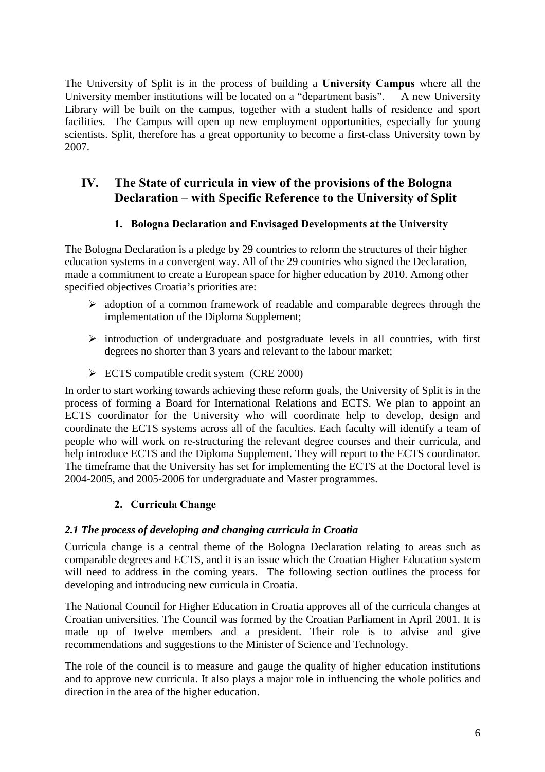The University of Split is in the process of building a **University Campus** where all the University member institutions will be located on a "department basis". A new University Library will be built on the campus, together with a student halls of residence and sport facilities. The Campus will open up new employment opportunities, especially for young scientists. Split, therefore has a great opportunity to become a first-class University town by 2007.

# IV. The State of curricula in view of the provisions of the Bologna Declaration – with Specific Reference to the University of Split

### 1. Bologna Declaration and Envisaged Developments at the University

The Bologna Declaration is a pledge by 29 countries to reform the structures of their higher education systems in a convergent way. All of the 29 countries who signed the Declaration, made a commitment to create a European space for higher education by 2010. Among other specified objectives Croatia's priorities are:

- adoption of a common framework of readable and comparable degrees through the implementation of the Diploma Supplement;
- introduction of undergraduate and postgraduate levels in all countries, with first degrees no shorter than 3 years and relevant to the labour market;
- ECTS compatible credit system (CRE 2000)

In order to start working towards achieving these reform goals, the University of Split is in the process of forming a Board for International Relations and ECTS. We plan to appoint an ECTS coordinator for the University who will coordinate help to develop, design and coordinate the ECTS systems across all of the faculties. Each faculty will identify a team of people who will work on re-structuring the relevant degree courses and their curricula, and help introduce ECTS and the Diploma Supplement. They will report to the ECTS coordinator. The timeframe that the University has set for implementing the ECTS at the Doctoral level is 2004-2005, and 2005-2006 for undergraduate and Master programmes.

### 2. Curricula Change

#### *2.1 The process of developing and changing curricula in Croatia*

Curricula change is a central theme of the Bologna Declaration relating to areas such as comparable degrees and ECTS, and it is an issue which the Croatian Higher Education system will need to address in the coming years. The following section outlines the process for developing and introducing new curricula in Croatia.

The National Council for Higher Education in Croatia approves all of the curricula changes at Croatian universities. The Council was formed by the Croatian Parliament in April 2001. It is made up of twelve members and a president. Their role is to advise and give recommendations and suggestions to the Minister of Science and Technology.

The role of the council is to measure and gauge the quality of higher education institutions and to approve new curricula. It also plays a major role in influencing the whole politics and direction in the area of the higher education.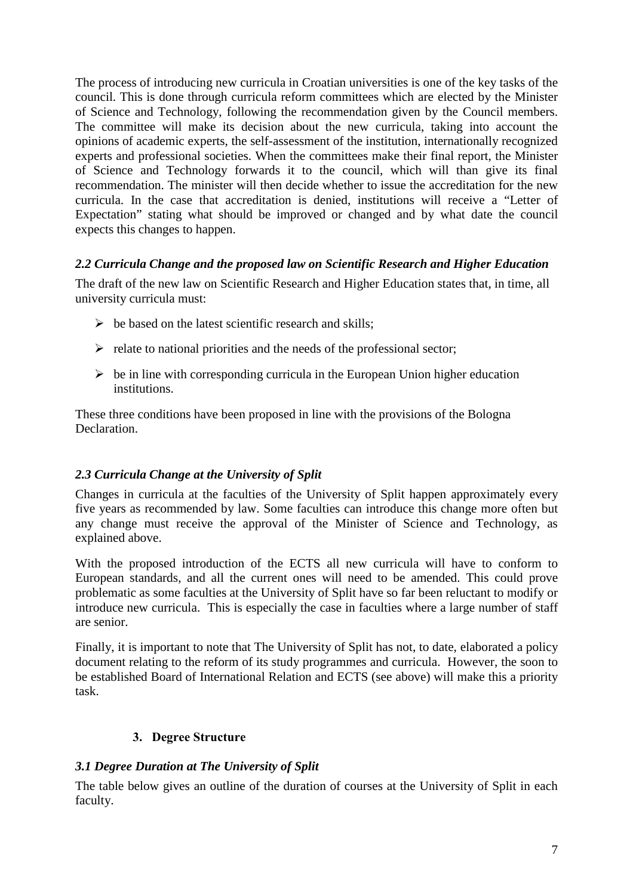The process of introducing new curricula in Croatian universities is one of the key tasks of the council. This is done through curricula reform committees which are elected by the Minister of Science and Technology, following the recommendation given by the Council members. The committee will make its decision about the new curricula, taking into account the opinions of academic experts, the self-assessment of the institution, internationally recognized experts and professional societies. When the committees make their final report, the Minister of Science and Technology forwards it to the council, which will than give its final recommendation. The minister will then decide whether to issue the accreditation for the new curricula. In the case that accreditation is denied, institutions will receive a "Letter of Expectation" stating what should be improved or changed and by what date the council expects this changes to happen.

### *2.2 Curricula Change and the proposed law on Scientific Research and Higher Education*

The draft of the new law on Scientific Research and Higher Education states that, in time, all university curricula must:

- be based on the latest scientific research and skills;
- relate to national priorities and the needs of the professional sector;
- be in line with corresponding curricula in the European Union higher education institutions.

These three conditions have been proposed in line with the provisions of the Bologna Declaration.

### *2.3 Curricula Change at the University of Split*

Changes in curricula at the faculties of the University of Split happen approximately every five years as recommended by law. Some faculties can introduce this change more often but any change must receive the approval of the Minister of Science and Technology, as explained above.

With the proposed introduction of the ECTS all new curricula will have to conform to European standards, and all the current ones will need to be amended. This could prove problematic as some faculties at the University of Split have so far been reluctant to modify or introduce new curricula. This is especially the case in faculties where a large number of staff are senior.

Finally, it is important to note that The University of Split has not, to date, elaborated a policy document relating to the reform of its study programmes and curricula. However, the soon to be established Board of International Relation and ECTS (see above) will make this a priority task.

## 3. Degree Structure

### *3.1 Degree Duration at The University of Split*

The table below gives an outline of the duration of courses at the University of Split in each faculty.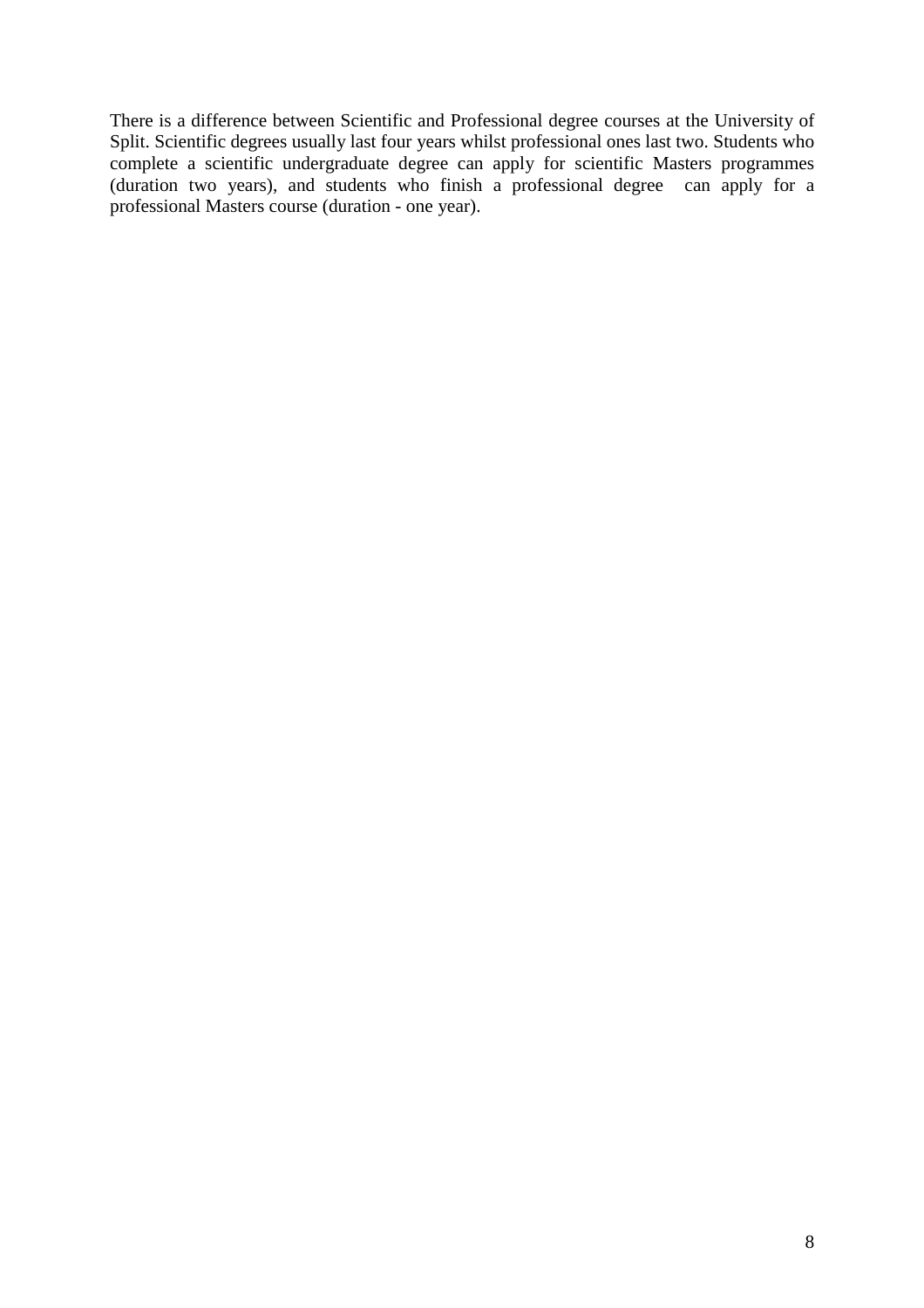There is a difference between Scientific and Professional degree courses at the University of Split. Scientific degrees usually last four years whilst professional ones last two. Students who complete a scientific undergraduate degree can apply for scientific Masters programmes (duration two years), and students who finish a professional degree can apply for a professional Masters course (duration - one year).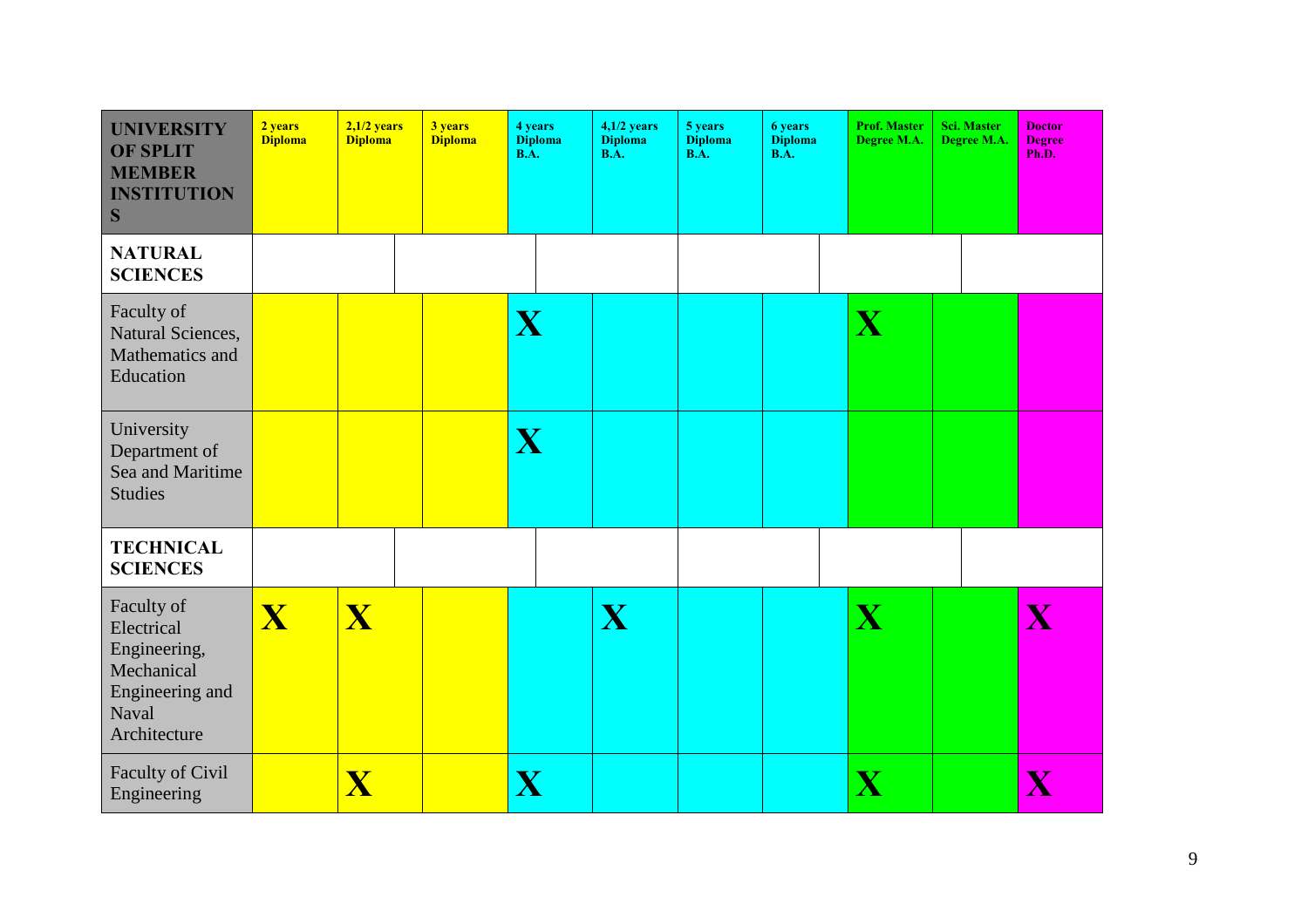| UNIVERSITY OF SPLIT MEMBER INSTITUTIONS | 2 years Diploma | 2,1/2 years Diploma | 3 years Diploma | 4 years Diploma B.A. | 4,1/2 years Diploma B.A. | 5 years Diploma B.A. | 6 years Diploma B.A. | Prof. Master Degree M.A. | Sci. Master Degree M.A. | Doctor Degree Ph.D. |
|---|---|---|---|---|---|---|---|---|---|---|
| **NATURAL SCIENCES** | | | | | | | | | | |
| Faculty of Natural Sciences, Mathematics and Education | | | | X | | | | X | | |
| University Department of Sea and Maritime Studies | | | | X | | | | | | |
| **TECHNICAL SCIENCES** | | | | | | | | | | |
| Faculty of Electrical Engineering, Mechanical Engineering and Naval Architecture | X | X | | | X | | | X | | X |
| Faculty of Civil Engineering | | X | | X | | | | X | | X |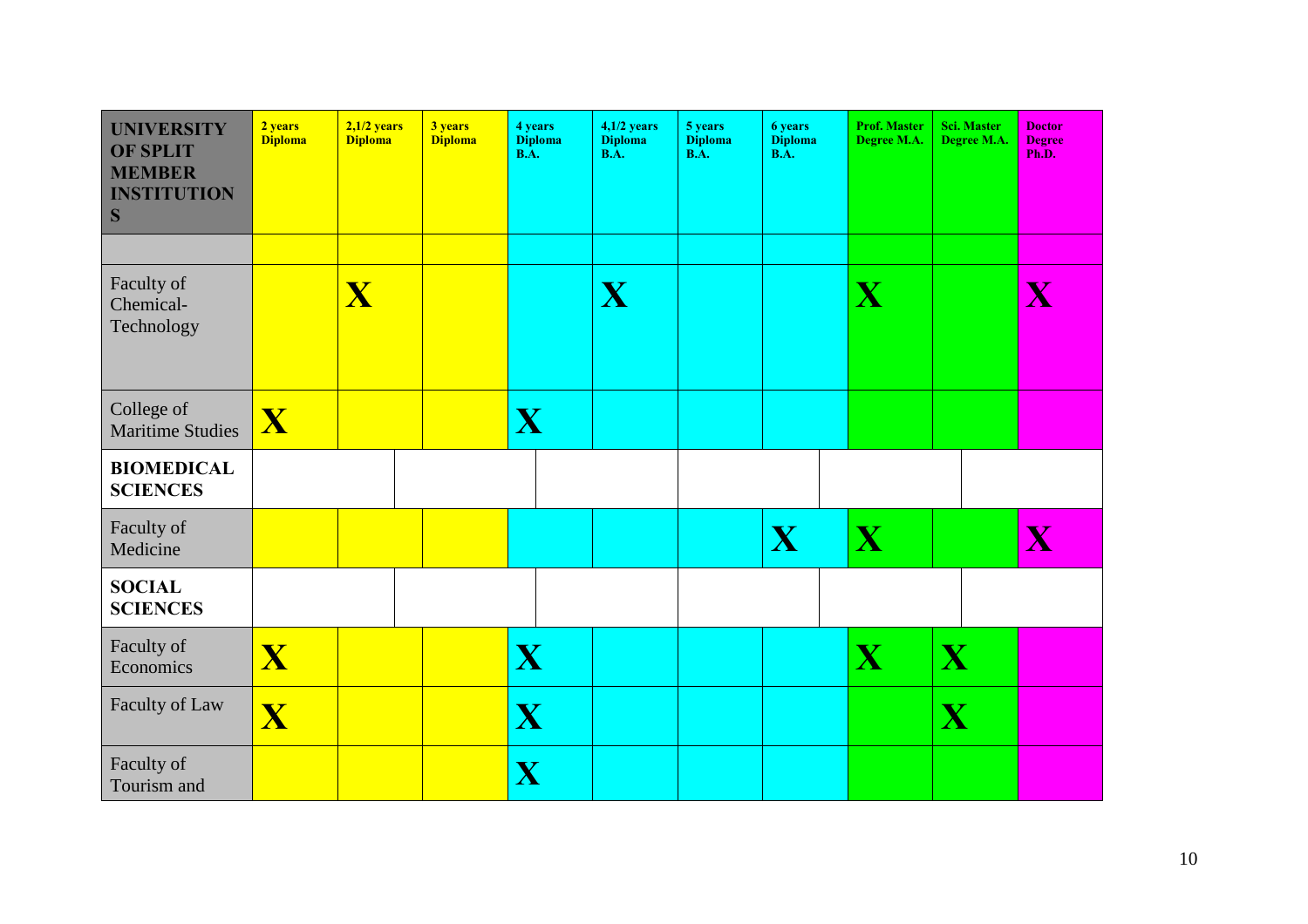| UNIVERSITY OF SPLIT MEMBER INSTITUTIONS | 2 years Diploma | 2,1/2 years Diploma | 3 years Diploma | 4 years Diploma B.A. | 4,1/2 years Diploma B.A. | 5 years Diploma B.A. | 6 years Diploma B.A. | Prof. Master Degree M.A. | Sci. Master Degree M.A. | Doctor Degree Ph.D. |
|---|---|---|---|---|---|---|---|---|---|---|
| | | | | | | | | | | |
| Faculty of Chemical-Technology | | X | | | X | | | X | | X |
| College of Maritime Studies | X | | | X | | | | | | |
| **BIOMEDICAL SCIENCES** | | | | | | | | | | |
| Faculty of Medicine | | | | | | | X | X | | X |
| **SOCIAL SCIENCES** | | | | | | | | | | |
| Faculty of Economics | X | | | X | | | | X | X | |
| Faculty of Law | X | | | X | | | | | X | |
| Faculty of Tourism and | | | | X | | | | | | |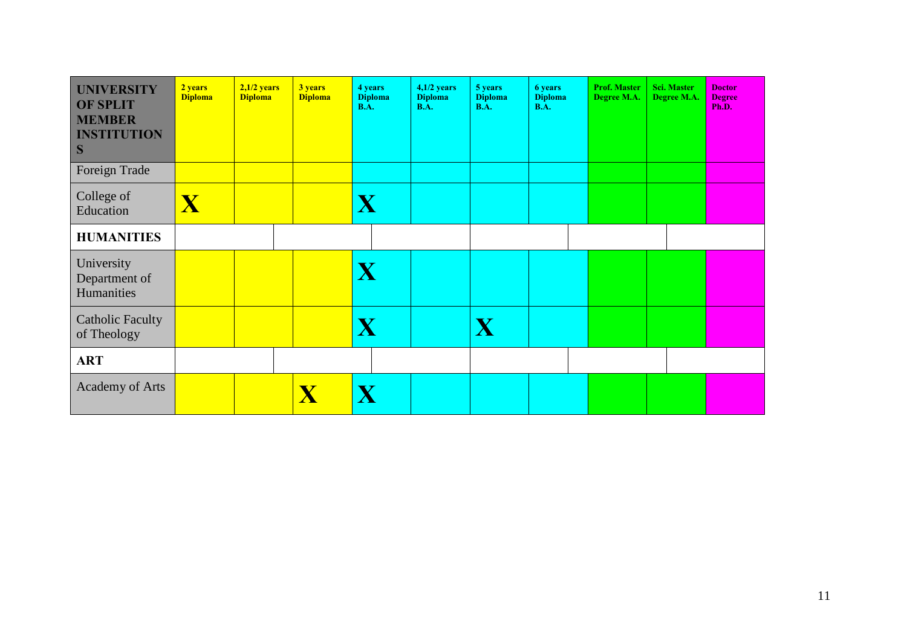| UNIVERSITY OF SPLIT MEMBER INSTITUTIONS | 2 years Diploma | 2,1/2 years Diploma | 3 years Diploma | 4 years Diploma B.A. | 4,1/2 years Diploma B.A. | 5 years Diploma B.A. | 6 years Diploma B.A. | Prof. Master Degree M.A. | Sci. Master Degree M.A. | Doctor Degree Ph.D. |
|---|---|---|---|---|---|---|---|---|---|---|
| Foreign Trade | | | | | | | | | | |
| College of Education | X | | | X | | | | | | |
| **HUMANITIES** | | | | | | | | | | |
| University Department of Humanities | | | | X | | | | | | |
| Catholic Faculty of Theology | | | | X | | X | | | | |
| **ART** | | | | | | | | | | |
| Academy of Arts | | | X | X | | | | | | |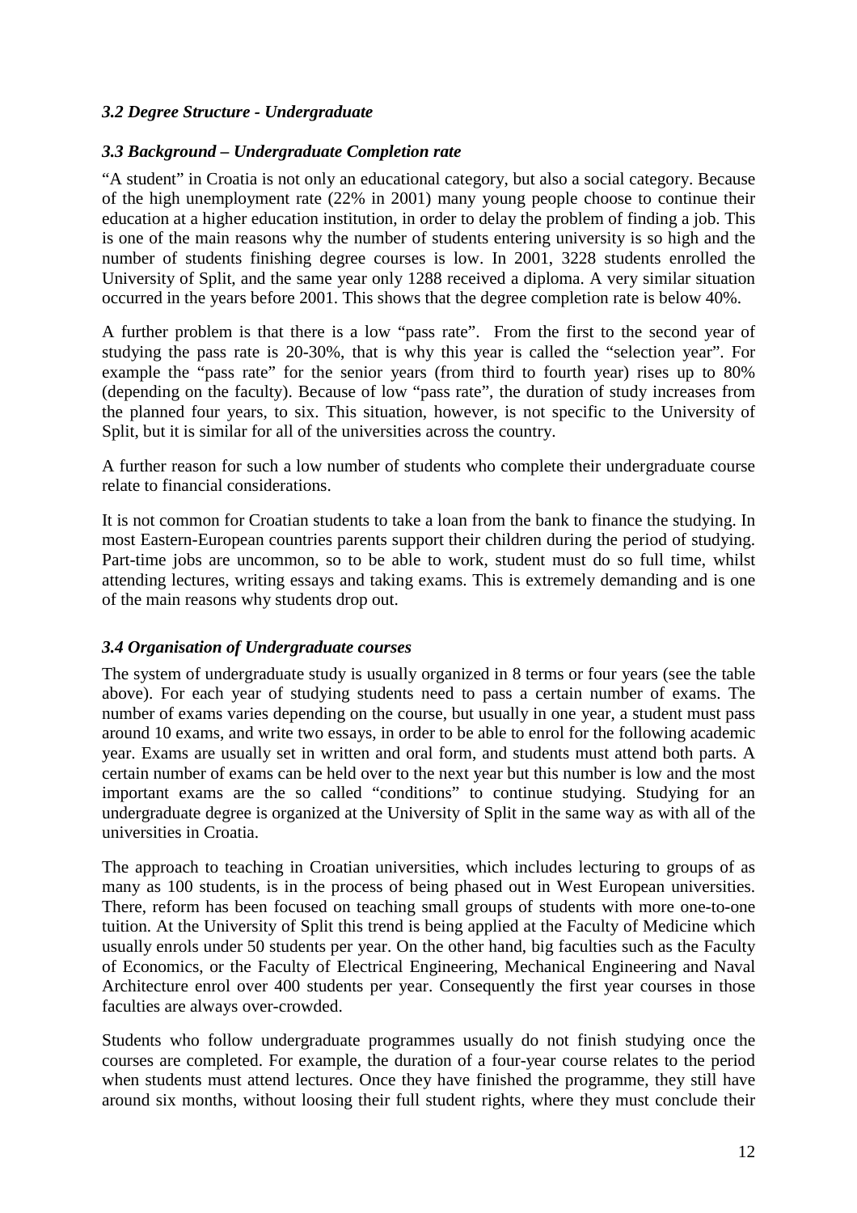### *3.2 Degree Structure - Undergraduate*

### *3.3 Background – Undergraduate Completion rate*

"A student" in Croatia is not only an educational category, but also a social category. Because of the high unemployment rate (22% in 2001) many young people choose to continue their education at a higher education institution, in order to delay the problem of finding a job. This is one of the main reasons why the number of students entering university is so high and the number of students finishing degree courses is low. In 2001, 3228 students enrolled the University of Split, and the same year only 1288 received a diploma. A very similar situation occurred in the years before 2001. This shows that the degree completion rate is below 40%.

A further problem is that there is a low "pass rate". From the first to the second year of studying the pass rate is 20-30%, that is why this year is called the "selection year". For example the "pass rate" for the senior years (from third to fourth year) rises up to 80% (depending on the faculty). Because of low "pass rate", the duration of study increases from the planned four years, to six. This situation, however, is not specific to the University of Split, but it is similar for all of the universities across the country.

A further reason for such a low number of students who complete their undergraduate course relate to financial considerations.

It is not common for Croatian students to take a loan from the bank to finance the studying. In most Eastern-European countries parents support their children during the period of studying. Part-time jobs are uncommon, so to be able to work, student must do so full time, whilst attending lectures, writing essays and taking exams. This is extremely demanding and is one of the main reasons why students drop out.

### *3.4 Organisation of Undergraduate courses*

The system of undergraduate study is usually organized in 8 terms or four years (see the table above). For each year of studying students need to pass a certain number of exams. The number of exams varies depending on the course, but usually in one year, a student must pass around 10 exams, and write two essays, in order to be able to enrol for the following academic year. Exams are usually set in written and oral form, and students must attend both parts. A certain number of exams can be held over to the next year but this number is low and the most important exams are the so called "conditions" to continue studying. Studying for an undergraduate degree is organized at the University of Split in the same way as with all of the universities in Croatia.

The approach to teaching in Croatian universities, which includes lecturing to groups of as many as 100 students, is in the process of being phased out in West European universities. There, reform has been focused on teaching small groups of students with more one-to-one tuition. At the University of Split this trend is being applied at the Faculty of Medicine which usually enrols under 50 students per year. On the other hand, big faculties such as the Faculty of Economics, or the Faculty of Electrical Engineering, Mechanical Engineering and Naval Architecture enrol over 400 students per year. Consequently the first year courses in those faculties are always over-crowded.

Students who follow undergraduate programmes usually do not finish studying once the courses are completed. For example, the duration of a four-year course relates to the period when students must attend lectures. Once they have finished the programme, they still have around six months, without loosing their full student rights, where they must conclude their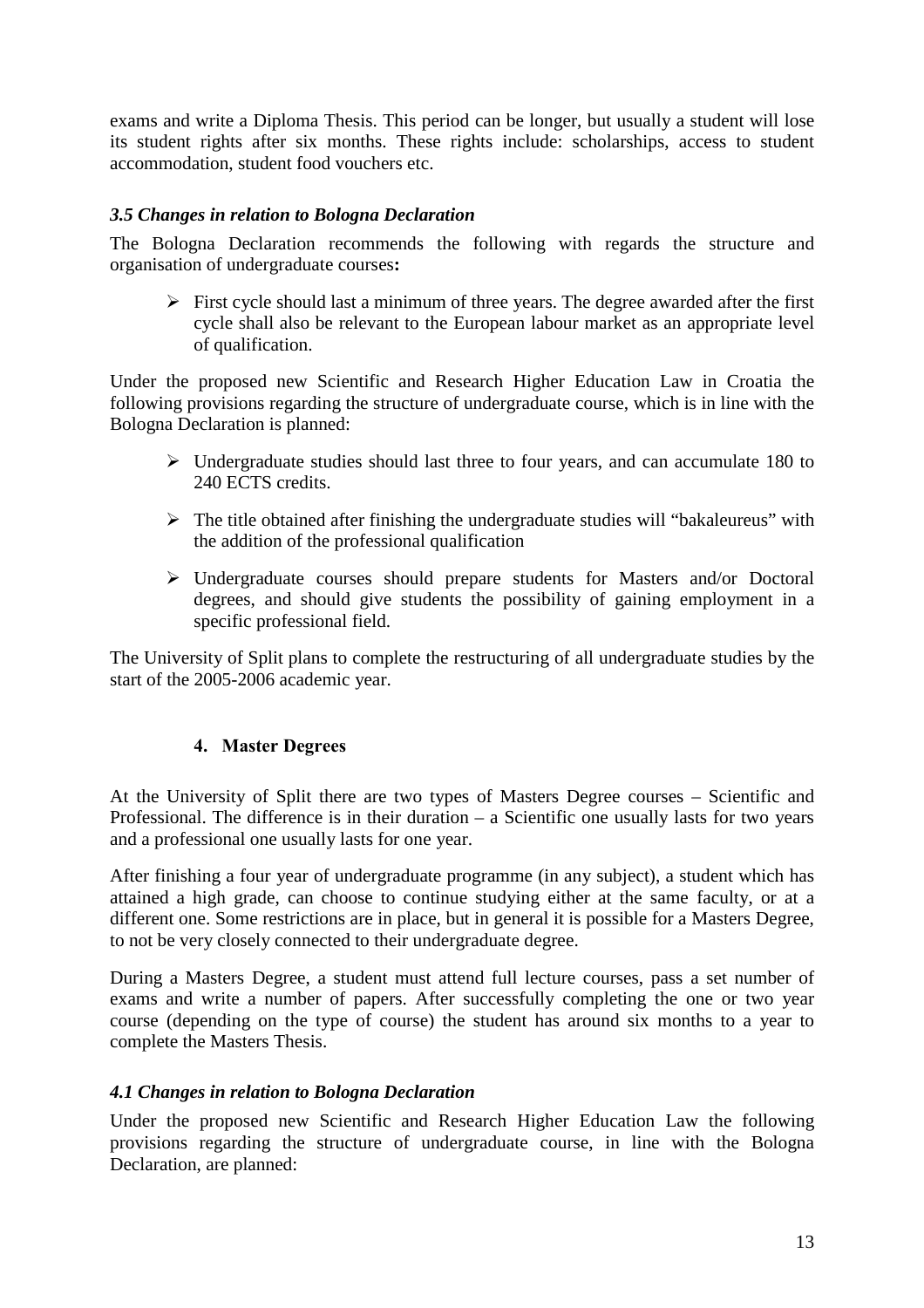exams and write a Diploma Thesis. This period can be longer, but usually a student will lose its student rights after six months. These rights include: scholarships, access to student accommodation, student food vouchers etc.

### *3.5 Changes in relation to Bologna Declaration*

The Bologna Declaration recommends the following with regards the structure and organisation of undergraduate courses**:**

- First cycle should last a minimum of three years. The degree awarded after the first cycle shall also be relevant to the European labour market as an appropriate level of qualification.

Under the proposed new Scientific and Research Higher Education Law in Croatia the following provisions regarding the structure of undergraduate course, which is in line with the Bologna Declaration is planned:

- Undergraduate studies should last three to four years, and can accumulate 180 to 240 ECTS credits.
- The title obtained after finishing the undergraduate studies will "bakaleureus" with the addition of the professional qualification
- Undergraduate courses should prepare students for Masters and/or Doctoral degrees, and should give students the possibility of gaining employment in a specific professional field.

The University of Split plans to complete the restructuring of all undergraduate studies by the start of the 2005-2006 academic year.

## 4. Master Degrees

At the University of Split there are two types of Masters Degree courses – Scientific and Professional. The difference is in their duration – a Scientific one usually lasts for two years and a professional one usually lasts for one year.

After finishing a four year of undergraduate programme (in any subject), a student which has attained a high grade, can choose to continue studying either at the same faculty, or at a different one. Some restrictions are in place, but in general it is possible for a Masters Degree, to not be very closely connected to their undergraduate degree.

During a Masters Degree, a student must attend full lecture courses, pass a set number of exams and write a number of papers. After successfully completing the one or two year course (depending on the type of course) the student has around six months to a year to complete the Masters Thesis.

### *4.1 Changes in relation to Bologna Declaration*

Under the proposed new Scientific and Research Higher Education Law the following provisions regarding the structure of undergraduate course, in line with the Bologna Declaration, are planned: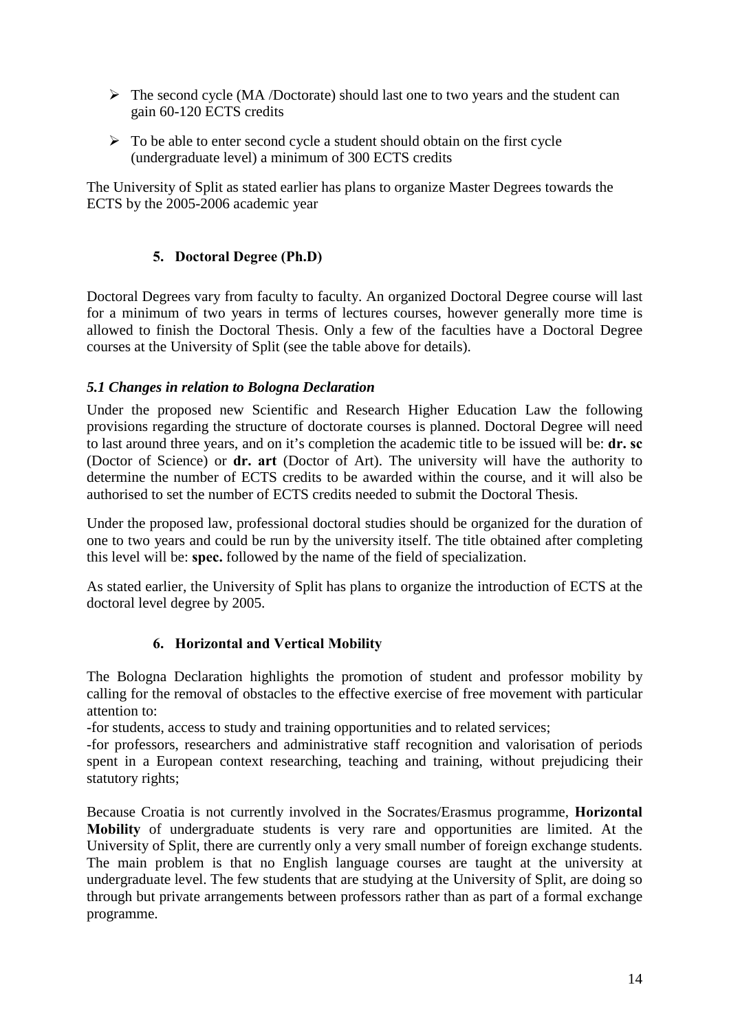- The second cycle (MA /Doctorate) should last one to two years and the student can gain 60-120 ECTS credits
- To be able to enter second cycle a student should obtain on the first cycle (undergraduate level) a minimum of 300 ECTS credits

The University of Split as stated earlier has plans to organize Master Degrees towards the ECTS by the 2005-2006 academic year

## 5. Doctoral Degree (Ph.D)

Doctoral Degrees vary from faculty to faculty. An organized Doctoral Degree course will last for a minimum of two years in terms of lectures courses, however generally more time is allowed to finish the Doctoral Thesis. Only a few of the faculties have a Doctoral Degree courses at the University of Split (see the table above for details).

### *5.1 Changes in relation to Bologna Declaration*

Under the proposed new Scientific and Research Higher Education Law the following provisions regarding the structure of doctorate courses is planned. Doctoral Degree will need to last around three years, and on it's completion the academic title to be issued will be: **dr. sc** (Doctor of Science) or **dr. art** (Doctor of Art). The university will have the authority to determine the number of ECTS credits to be awarded within the course, and it will also be authorised to set the number of ECTS credits needed to submit the Doctoral Thesis.

Under the proposed law, professional doctoral studies should be organized for the duration of one to two years and could be run by the university itself. The title obtained after completing this level will be: **spec.** followed by the name of the field of specialization.

As stated earlier, the University of Split has plans to organize the introduction of ECTS at the doctoral level degree by 2005.

## 6. Horizontal and Vertical Mobility

The Bologna Declaration highlights the promotion of student and professor mobility by calling for the removal of obstacles to the effective exercise of free movement with particular attention to:
-for students, access to study and training opportunities and to related services;
-for professors, researchers and administrative staff recognition and valorisation of periods spent in a European context researching, teaching and training, without prejudicing their statutory rights;

Because Croatia is not currently involved in the Socrates/Erasmus programme, **Horizontal Mobility** of undergraduate students is very rare and opportunities are limited. At the University of Split, there are currently only a very small number of foreign exchange students. The main problem is that no English language courses are taught at the university at undergraduate level. The few students that are studying at the University of Split, are doing so through but private arrangements between professors rather than as part of a formal exchange programme.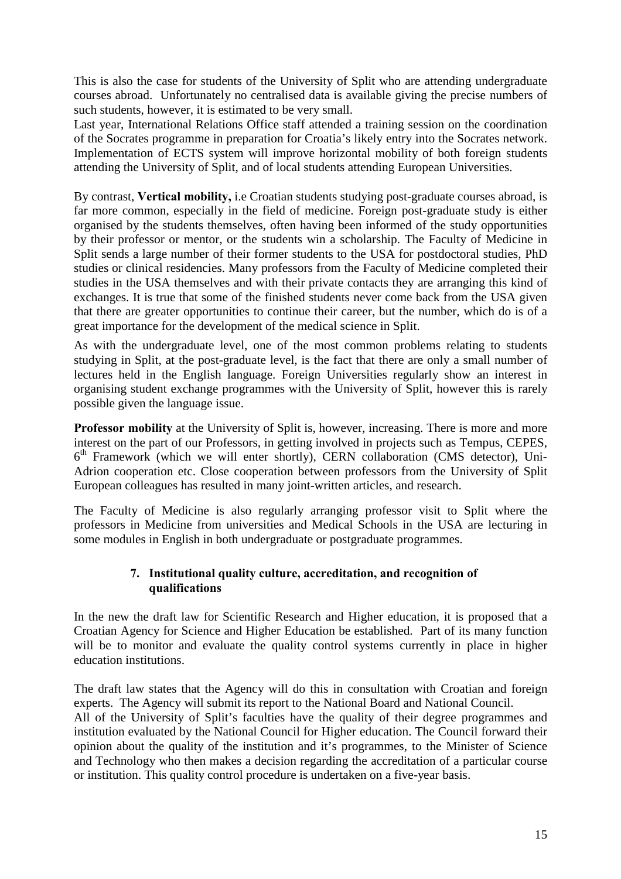This is also the case for students of the University of Split who are attending undergraduate courses abroad. Unfortunately no centralised data is available giving the precise numbers of such students, however, it is estimated to be very small.

Last year, International Relations Office staff attended a training session on the coordination of the Socrates programme in preparation for Croatia's likely entry into the Socrates network. Implementation of ECTS system will improve horizontal mobility of both foreign students attending the University of Split, and of local students attending European Universities.

By contrast, **Vertical mobility,** i.e Croatian students studying post-graduate courses abroad, is far more common, especially in the field of medicine. Foreign post-graduate study is either organised by the students themselves, often having been informed of the study opportunities by their professor or mentor, or the students win a scholarship. The Faculty of Medicine in Split sends a large number of their former students to the USA for postdoctoral studies, PhD studies or clinical residencies. Many professors from the Faculty of Medicine completed their studies in the USA themselves and with their private contacts they are arranging this kind of exchanges. It is true that some of the finished students never come back from the USA given that there are greater opportunities to continue their career, but the number, which do is of a great importance for the development of the medical science in Split.

As with the undergraduate level, one of the most common problems relating to students studying in Split, at the post-graduate level, is the fact that there are only a small number of lectures held in the English language. Foreign Universities regularly show an interest in organising student exchange programmes with the University of Split, however this is rarely possible given the language issue.

**Professor mobility** at the University of Split is, however, increasing. There is more and more interest on the part of our Professors, in getting involved in projects such as Tempus, CEPES, 6th Framework (which we will enter shortly), CERN collaboration (CMS detector), Uni-Adrion cooperation etc. Close cooperation between professors from the University of Split European colleagues has resulted in many joint-written articles, and research.

The Faculty of Medicine is also regularly arranging professor visit to Split where the professors in Medicine from universities and Medical Schools in the USA are lecturing in some modules in English in both undergraduate or postgraduate programmes.

## 7. Institutional quality culture, accreditation, and recognition of qualifications

In the new the draft law for Scientific Research and Higher education, it is proposed that a Croatian Agency for Science and Higher Education be established. Part of its many function will be to monitor and evaluate the quality control systems currently in place in higher education institutions.

The draft law states that the Agency will do this in consultation with Croatian and foreign experts. The Agency will submit its report to the National Board and National Council.

All of the University of Split's faculties have the quality of their degree programmes and institution evaluated by the National Council for Higher education. The Council forward their opinion about the quality of the institution and it's programmes, to the Minister of Science and Technology who then makes a decision regarding the accreditation of a particular course or institution. This quality control procedure is undertaken on a five-year basis.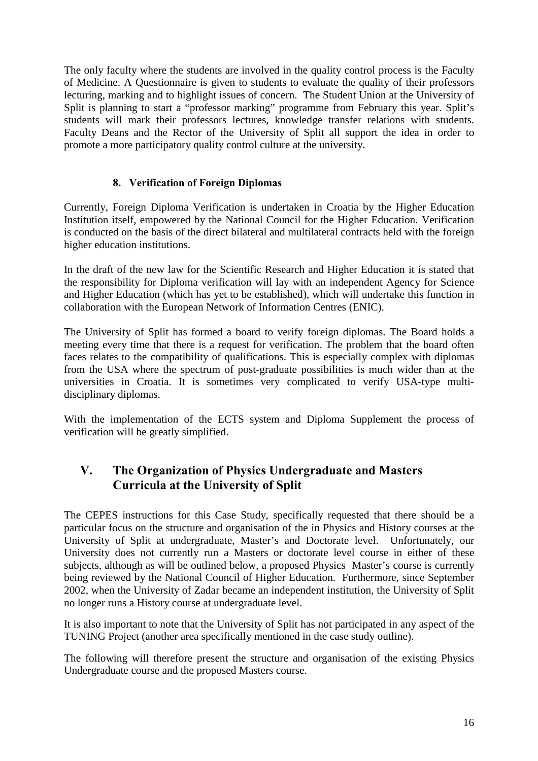The only faculty where the students are involved in the quality control process is the Faculty of Medicine. A Questionnaire is given to students to evaluate the quality of their professors lecturing, marking and to highlight issues of concern. The Student Union at the University of Split is planning to start a "professor marking" programme from February this year. Split's students will mark their professors lectures, knowledge transfer relations with students. Faculty Deans and the Rector of the University of Split all support the idea in order to promote a more participatory quality control culture at the university.

### 8. Verification of Foreign Diplomas

Currently, Foreign Diploma Verification is undertaken in Croatia by the Higher Education Institution itself, empowered by the National Council for the Higher Education. Verification is conducted on the basis of the direct bilateral and multilateral contracts held with the foreign higher education institutions.

In the draft of the new law for the Scientific Research and Higher Education it is stated that the responsibility for Diploma verification will lay with an independent Agency for Science and Higher Education (which has yet to be established), which will undertake this function in collaboration with the European Network of Information Centres (ENIC).

The University of Split has formed a board to verify foreign diplomas. The Board holds a meeting every time that there is a request for verification. The problem that the board often faces relates to the compatibility of qualifications. This is especially complex with diplomas from the USA where the spectrum of post-graduate possibilities is much wider than at the universities in Croatia. It is sometimes very complicated to verify USA-type multi-disciplinary diplomas.

With the implementation of the ECTS system and Diploma Supplement the process of verification will be greatly simplified.

## V. The Organization of Physics Undergraduate and Masters Curricula at the University of Split

The CEPES instructions for this Case Study, specifically requested that there should be a particular focus on the structure and organisation of the in Physics and History courses at the University of Split at undergraduate, Master's and Doctorate level. Unfortunately, our University does not currently run a Masters or doctorate level course in either of these subjects, although as will be outlined below, a proposed Physics Master's course is currently being reviewed by the National Council of Higher Education. Furthermore, since September 2002, when the University of Zadar became an independent institution, the University of Split no longer runs a History course at undergraduate level.

It is also important to note that the University of Split has not participated in any aspect of the TUNING Project (another area specifically mentioned in the case study outline).

The following will therefore present the structure and organisation of the existing Physics Undergraduate course and the proposed Masters course.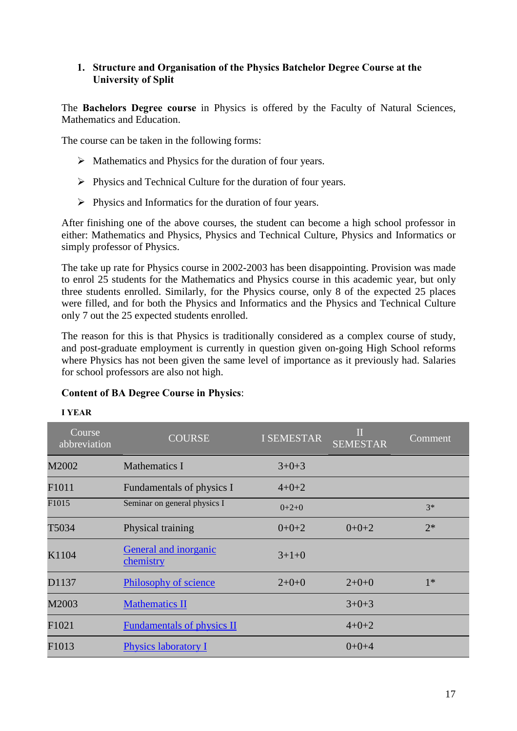## 1. Structure and Organisation of the Physics Batchelor Degree Course at the University of Split

The **Bachelors Degree course** in Physics is offered by the Faculty of Natural Sciences, Mathematics and Education.

The course can be taken in the following forms:

- Mathematics and Physics for the duration of four years.
- Physics and Technical Culture for the duration of four years.
- Physics and Informatics for the duration of four years.

After finishing one of the above courses, the student can become a high school professor in either: Mathematics and Physics, Physics and Technical Culture, Physics and Informatics or simply professor of Physics.

The take up rate for Physics course in 2002-2003 has been disappointing. Provision was made to enrol 25 students for the Mathematics and Physics course in this academic year, but only three students enrolled. Similarly, for the Physics course, only 8 of the expected 25 places were filled, and for both the Physics and Informatics and the Physics and Technical Culture only 7 out the 25 expected students enrolled.

The reason for this is that Physics is traditionally considered as a complex course of study, and post-graduate employment is currently in question given on-going High School reforms where Physics has not been given the same level of importance as it previously had. Salaries for school professors are also not high.

**Content of BA Degree Course in Physics**:

**I YEAR**

| Course abbreviation | COURSE | I SEMESTAR | II SEMESTAR | Comment |
|---|---|---|---|---|
| M2002 | Mathematics I | 3+0+3 | | |
| F1011 | Fundamentals of physics I | 4+0+2 | | |
| F1015 | Seminar on general physics I | 0+2+0 | | 3* |
| T5034 | Physical training | 0+0+2 | 0+0+2 | 2* |
| K1104 | General and inorganic chemistry | 3+1+0 | | |
| D1137 | Philosophy of science | 2+0+0 | 2+0+0 | 1* |
| M2003 | Mathematics II | | 3+0+3 | |
| F1021 | Fundamentals of physics II | | 4+0+2 | |
| F1013 | Physics laboratory I | | 0+0+4 | |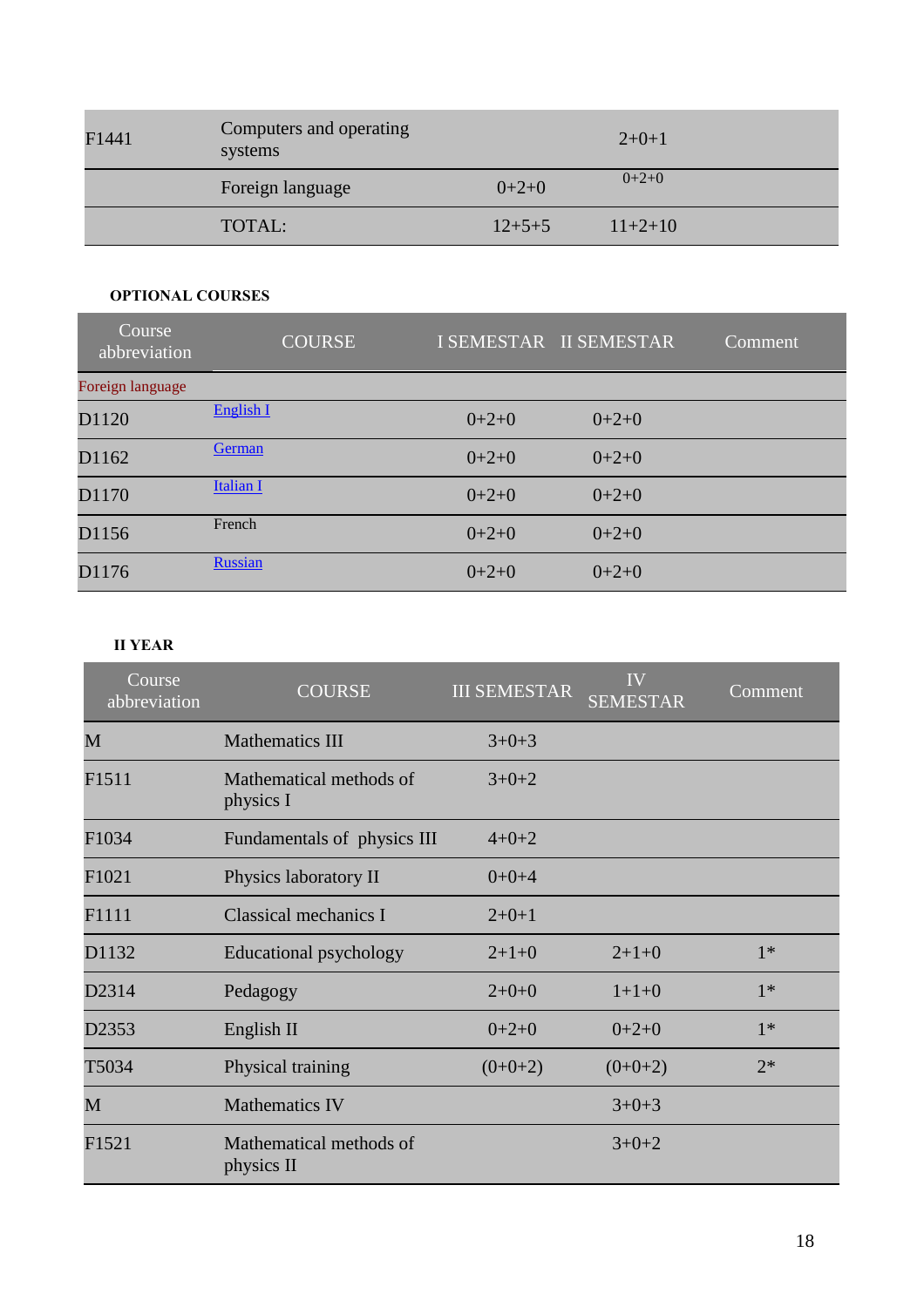| F1441 | Computers and operating systems | | 2+0+1 | |
|---|---|---|---|---|
| | Foreign language | 0+2+0 | 0+2+0 | |
| | TOTAL: | 12+5+5 | 11+2+10 | |

**OPTIONAL COURSES**

| Course abbreviation | COURSE | I SEMESTAR | II SEMESTAR | Comment |
|---|---|---|---|---|
| Foreign language | | | | |
| D1120 | English I | 0+2+0 | 0+2+0 | |
| D1162 | German | 0+2+0 | 0+2+0 | |
| D1170 | Italian I | 0+2+0 | 0+2+0 | |
| D1156 | French | 0+2+0 | 0+2+0 | |
| D1176 | Russian | 0+2+0 | 0+2+0 | |

**II YEAR**

| Course abbreviation | COURSE | III SEMESTAR | IV SEMESTAR | Comment |
|---|---|---|---|---|
| M | Mathematics III | 3+0+3 | | |
| F1511 | Mathematical methods of physics I | 3+0+2 | | |
| F1034 | Fundamentals of physics III | 4+0+2 | | |
| F1021 | Physics laboratory II | 0+0+4 | | |
| F1111 | Classical mechanics I | 2+0+1 | | |
| D1132 | Educational psychology | 2+1+0 | 2+1+0 | 1* |
| D2314 | Pedagogy | 2+0+0 | 1+1+0 | 1* |
| D2353 | English II | 0+2+0 | 0+2+0 | 1* |
| T5034 | Physical training | (0+0+2) | (0+0+2) | 2* |
| M | Mathematics IV | | 3+0+3 | |
| F1521 | Mathematical methods of physics II | | 3+0+2 | |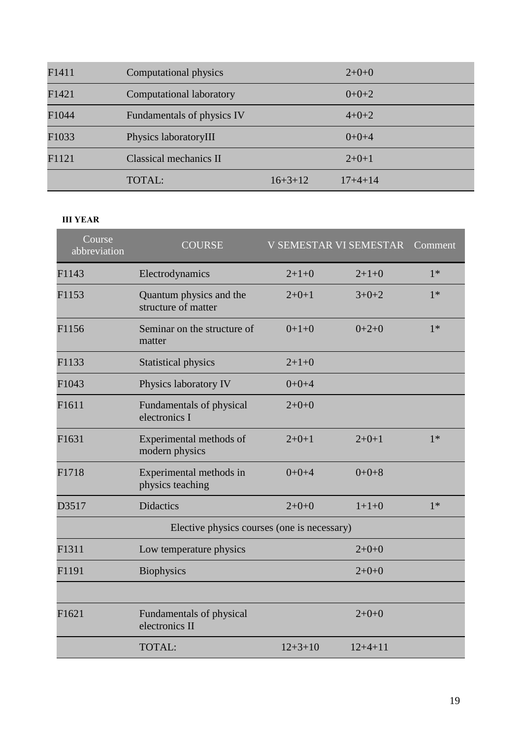| | | | |
|---|---|---|---|
| F1411 | Computational physics | | 2+0+0 |
| F1421 | Computational laboratory | | 0+0+2 |
| F1044 | Fundamentals of physics IV | | 4+0+2 |
| F1033 | Physics laboratoryIII | | 0+0+4 |
| F1121 | Classical mechanics II | | 2+0+1 |
| | TOTAL: | 16+3+12 | 17+4+14 |

**III YEAR**

| Course abbreviation | COURSE | V SEMESTAR | VI SEMESTAR | Comment |
|---|---|---|---|---|
| F1143 | Electrodynamics | 2+1+0 | 2+1+0 | 1* |
| F1153 | Quantum physics and the structure of matter | 2+0+1 | 3+0+2 | 1* |
| F1156 | Seminar on the structure of matter | 0+1+0 | 0+2+0 | 1* |
| F1133 | Statistical physics | 2+1+0 | | |
| F1043 | Physics laboratory IV | 0+0+4 | | |
| F1611 | Fundamentals of physical electronics I | 2+0+0 | | |
| F1631 | Experimental methods of modern physics | 2+0+1 | 2+0+1 | 1* |
| F1718 | Experimental methods in physics teaching | 0+0+4 | 0+0+8 | |
| D3517 | Didactics | 2+0+0 | 1+1+0 | 1* |
| | Elective physics courses (one is necessary) | | | |
| F1311 | Low temperature physics | | 2+0+0 | |
| F1191 | Biophysics | | 2+0+0 | |
| | | | | |
| F1621 | Fundamentals of physical electronics II | | 2+0+0 | |
| | TOTAL: | 12+3+10 | 12+4+11 | |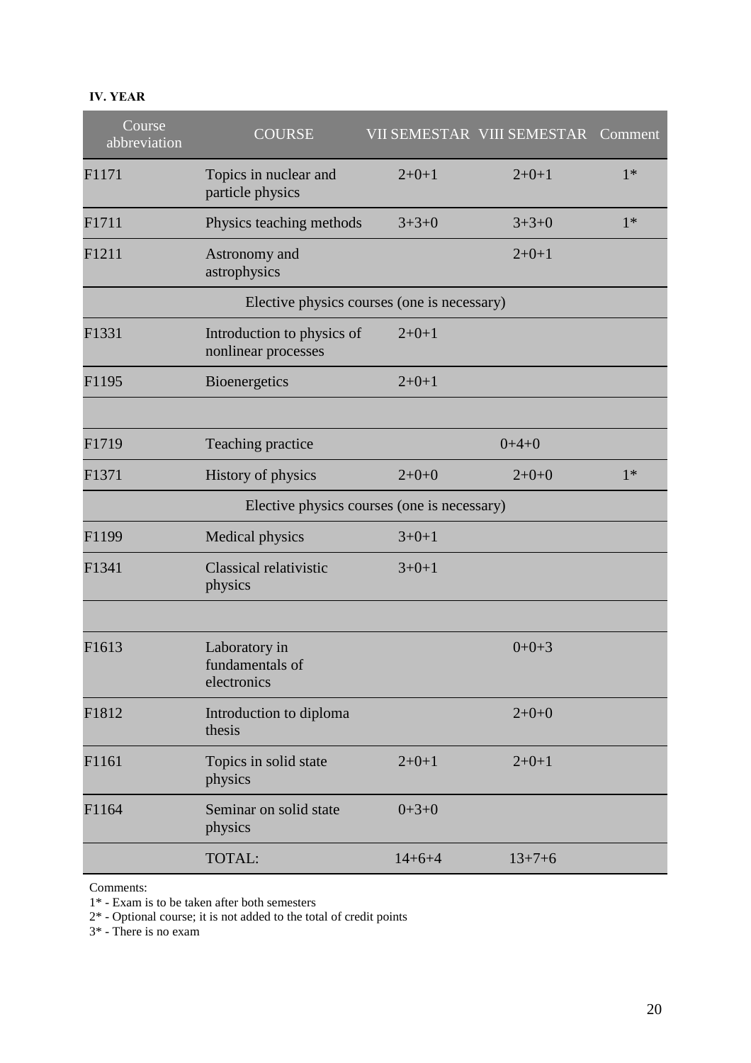**IV. YEAR**

| Course abbreviation | COURSE | VII SEMESTAR | VIII SEMESTAR | Comment |
|---|---|---|---|---|
| F1171 | Topics in nuclear and particle physics | 2+0+1 | 2+0+1 | 1* |
| F1711 | Physics teaching methods | 3+3+0 | 3+3+0 | 1* |
| F1211 | Astronomy and astrophysics | | 2+0+1 | |
| | Elective physics courses (one is necessary) | | | |
| F1331 | Introduction to physics of nonlinear processes | 2+0+1 | | |
| F1195 | Bioenergetics | 2+0+1 | | |
| | | | | |
| F1719 | Teaching practice | | 0+4+0 | |
| F1371 | History of physics | 2+0+0 | 2+0+0 | 1* |
| | Elective physics courses (one is necessary) | | | |
| F1199 | Medical physics | 3+0+1 | | |
| F1341 | Classical relativistic physics | 3+0+1 | | |
| | | | | |
| F1613 | Laboratory in fundamentals of electronics | | 0+0+3 | |
| F1812 | Introduction to diploma thesis | | 2+0+0 | |
| F1161 | Topics in solid state physics | 2+0+1 | 2+0+1 | |
| F1164 | Seminar on solid state physics | 0+3+0 | | |
| | TOTAL: | 14+6+4 | 13+7+6 | |

Comments:

1* - Exam is to be taken after both semesters

2* - Optional course; it is not added to the total of credit points

3* - There is no exam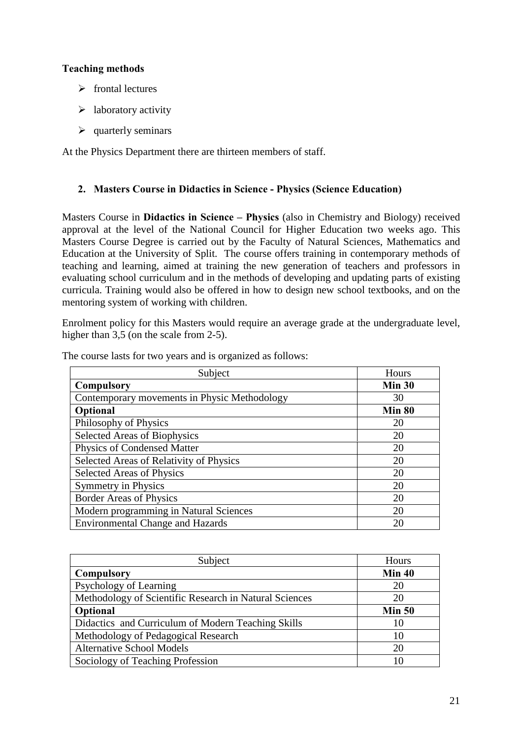**Teaching methods**

- frontal lectures
- laboratory activity
- quarterly seminars

At the Physics Department there are thirteen members of staff.

## 2. Masters Course in Didactics in Science - Physics (Science Education)

Masters Course in **Didactics in Science – Physics** (also in Chemistry and Biology) received approval at the level of the National Council for Higher Education two weeks ago. This Masters Course Degree is carried out by the Faculty of Natural Sciences, Mathematics and Education at the University of Split. The course offers training in contemporary methods of teaching and learning, aimed at training the new generation of teachers and professors in evaluating school curriculum and in the methods of developing and updating parts of existing curricula. Training would also be offered in how to design new school textbooks, and on the mentoring system of working with children.

Enrolment policy for this Masters would require an average grade at the undergraduate level, higher than 3,5 (on the scale from 2-5).

The course lasts for two years and is organized as follows:

| Subject | Hours |
|---|---|
| **Compulsory** | **Min 30** |
| Contemporary movements in Physic Methodology | 30 |
| **Optional** | **Min 80** |
| Philosophy of Physics | 20 |
| Selected Areas of Biophysics | 20 |
| Physics of Condensed Matter | 20 |
| Selected Areas of Relativity of Physics | 20 |
| Selected Areas of Physics | 20 |
| Symmetry in Physics | 20 |
| Border Areas of Physics | 20 |
| Modern programming in Natural Sciences | 20 |
| Environmental Change and Hazards | 20 |

| Subject | Hours |
|---|---|
| **Compulsory** | **Min 40** |
| Psychology of Learning | 20 |
| Methodology of Scientific Research in Natural Sciences | 20 |
| **Optional** | **Min 50** |
| Didactics and Curriculum of Modern Teaching Skills | 10 |
| Methodology of Pedagogical Research | 10 |
| Alternative School Models | 20 |
| Sociology of Teaching Profession | 10 |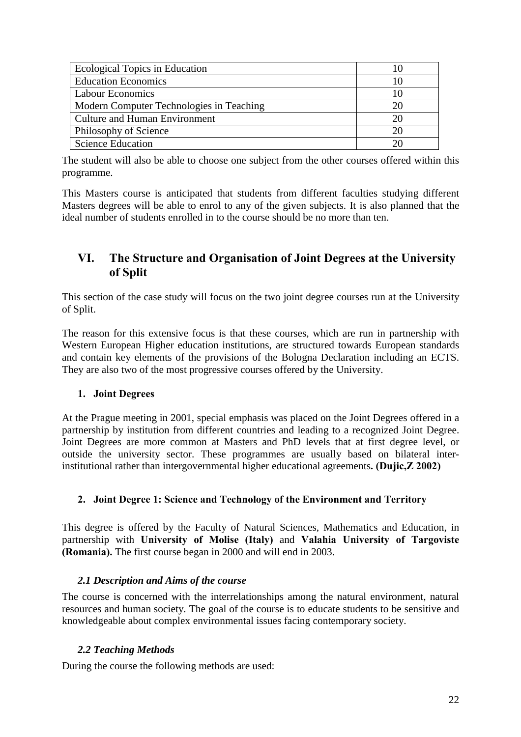| Ecological Topics in Education | 10 |
|---|---|
| Education Economics | 10 |
| Labour Economics | 10 |
| Modern Computer Technologies in Teaching | 20 |
| Culture and Human Environment | 20 |
| Philosophy of Science | 20 |
| Science Education | 20 |

The student will also be able to choose one subject from the other courses offered within this programme.

This Masters course is anticipated that students from different faculties studying different Masters degrees will be able to enrol to any of the given subjects. It is also planned that the ideal number of students enrolled in to the course should be no more than ten.

## VI. The Structure and Organisation of Joint Degrees at the University of Split

This section of the case study will focus on the two joint degree courses run at the University of Split.

The reason for this extensive focus is that these courses, which are run in partnership with Western European Higher education institutions, are structured towards European standards and contain key elements of the provisions of the Bologna Declaration including an ECTS. They are also two of the most progressive courses offered by the University.

### 1. Joint Degrees

At the Prague meeting in 2001, special emphasis was placed on the Joint Degrees offered in a partnership by institution from different countries and leading to a recognized Joint Degree. Joint Degrees are more common at Masters and PhD levels that at first degree level, or outside the university sector. These programmes are usually based on bilateral inter-institutional rather than intergovernmental higher educational agreements**. (Dujic,Z 2002)**

### 2. Joint Degree 1: Science and Technology of the Environment and Territory

This degree is offered by the Faculty of Natural Sciences, Mathematics and Education, in partnership with **University of Molise (Italy)** and **Valahia University of Targoviste (Romania).** The first course began in 2000 and will end in 2003.

#### *2.1 Description and Aims of the course*

The course is concerned with the interrelationships among the natural environment, natural resources and human society. The goal of the course is to educate students to be sensitive and knowledgeable about complex environmental issues facing contemporary society.

#### *2.2 Teaching Methods*

During the course the following methods are used: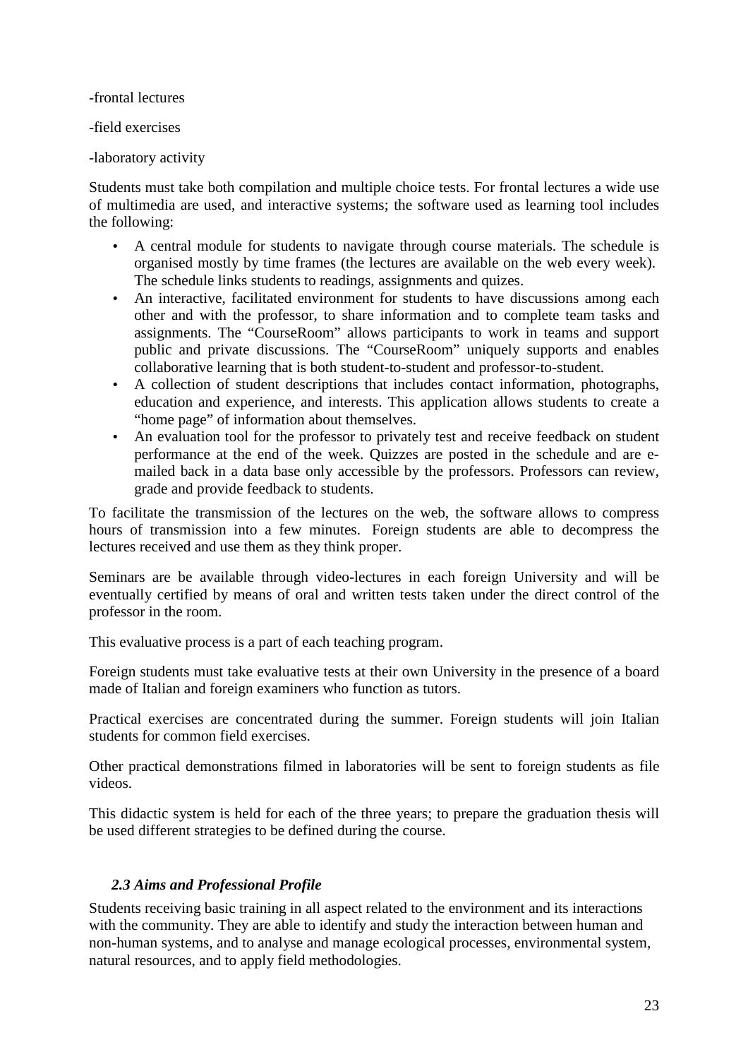-frontal lectures

-field exercises

-laboratory activity

Students must take both compilation and multiple choice tests. For frontal lectures a wide use of multimedia are used, and interactive systems; the software used as learning tool includes the following:

- A central module for students to navigate through course materials. The schedule is organised mostly by time frames (the lectures are available on the web every week). The schedule links students to readings, assignments and quizes.
- An interactive, facilitated environment for students to have discussions among each other and with the professor, to share information and to complete team tasks and assignments. The "CourseRoom" allows participants to work in teams and support public and private discussions. The "CourseRoom" uniquely supports and enables collaborative learning that is both student-to-student and professor-to-student.
- A collection of student descriptions that includes contact information, photographs, education and experience, and interests. This application allows students to create a "home page" of information about themselves.
- An evaluation tool for the professor to privately test and receive feedback on student performance at the end of the week. Quizzes are posted in the schedule and are e-mailed back in a data base only accessible by the professors. Professors can review, grade and provide feedback to students.

To facilitate the transmission of the lectures on the web, the software allows to compress hours of transmission into a few minutes. Foreign students are able to decompress the lectures received and use them as they think proper.

Seminars are be available through video-lectures in each foreign University and will be eventually certified by means of oral and written tests taken under the direct control of the professor in the room.

This evaluative process is a part of each teaching program.

Foreign students must take evaluative tests at their own University in the presence of a board made of Italian and foreign examiners who function as tutors.

Practical exercises are concentrated during the summer. Foreign students will join Italian students for common field exercises.

Other practical demonstrations filmed in laboratories will be sent to foreign students as file videos.

This didactic system is held for each of the three years; to prepare the graduation thesis will be used different strategies to be defined during the course.

### *2.3 Aims and Professional Profile*

Students receiving basic training in all aspect related to the environment and its interactions with the community. They are able to identify and study the interaction between human and non-human systems, and to analyse and manage ecological processes, environmental system, natural resources, and to apply field methodologies.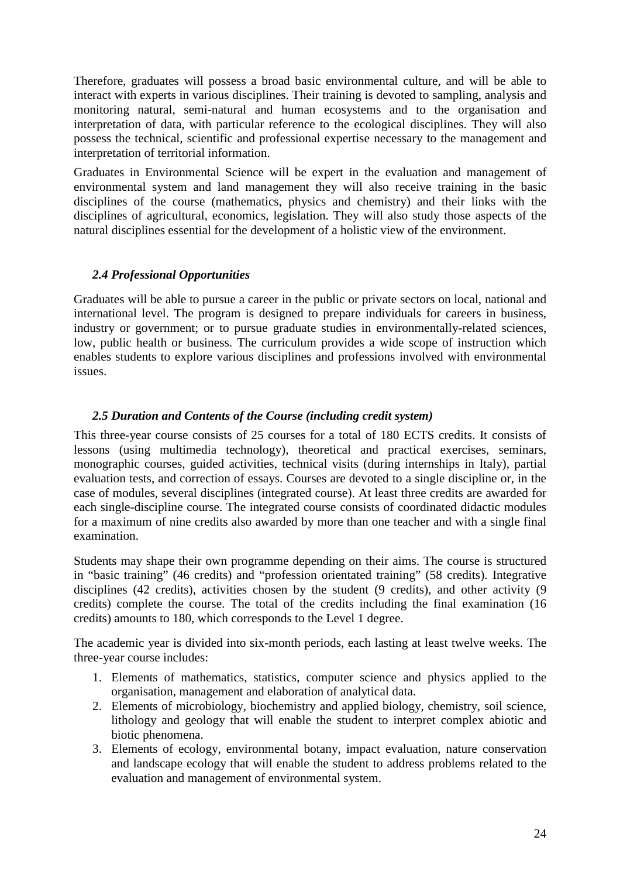Therefore, graduates will possess a broad basic environmental culture, and will be able to interact with experts in various disciplines. Their training is devoted to sampling, analysis and monitoring natural, semi-natural and human ecosystems and to the organisation and interpretation of data, with particular reference to the ecological disciplines. They will also possess the technical, scientific and professional expertise necessary to the management and interpretation of territorial information.

Graduates in Environmental Science will be expert in the evaluation and management of environmental system and land management they will also receive training in the basic disciplines of the course (mathematics, physics and chemistry) and their links with the disciplines of agricultural, economics, legislation. They will also study those aspects of the natural disciplines essential for the development of a holistic view of the environment.

### *2.4 Professional Opportunities*

Graduates will be able to pursue a career in the public or private sectors on local, national and international level. The program is designed to prepare individuals for careers in business, industry or government; or to pursue graduate studies in environmentally-related sciences, low, public health or business. The curriculum provides a wide scope of instruction which enables students to explore various disciplines and professions involved with environmental issues.

### *2.5 Duration and Contents of the Course (including credit system)*

This three-year course consists of 25 courses for a total of 180 ECTS credits. It consists of lessons (using multimedia technology), theoretical and practical exercises, seminars, monographic courses, guided activities, technical visits (during internships in Italy), partial evaluation tests, and correction of essays. Courses are devoted to a single discipline or, in the case of modules, several disciplines (integrated course). At least three credits are awarded for each single-discipline course. The integrated course consists of coordinated didactic modules for a maximum of nine credits also awarded by more than one teacher and with a single final examination.

Students may shape their own programme depending on their aims. The course is structured in "basic training" (46 credits) and "profession orientated training" (58 credits). Integrative disciplines (42 credits), activities chosen by the student (9 credits), and other activity (9 credits) complete the course. The total of the credits including the final examination (16 credits) amounts to 180, which corresponds to the Level 1 degree.

The academic year is divided into six-month periods, each lasting at least twelve weeks. The three-year course includes:

1. Elements of mathematics, statistics, computer science and physics applied to the organisation, management and elaboration of analytical data.
2. Elements of microbiology, biochemistry and applied biology, chemistry, soil science, lithology and geology that will enable the student to interpret complex abiotic and biotic phenomena.
3. Elements of ecology, environmental botany, impact evaluation, nature conservation and landscape ecology that will enable the student to address problems related to the evaluation and management of environmental system.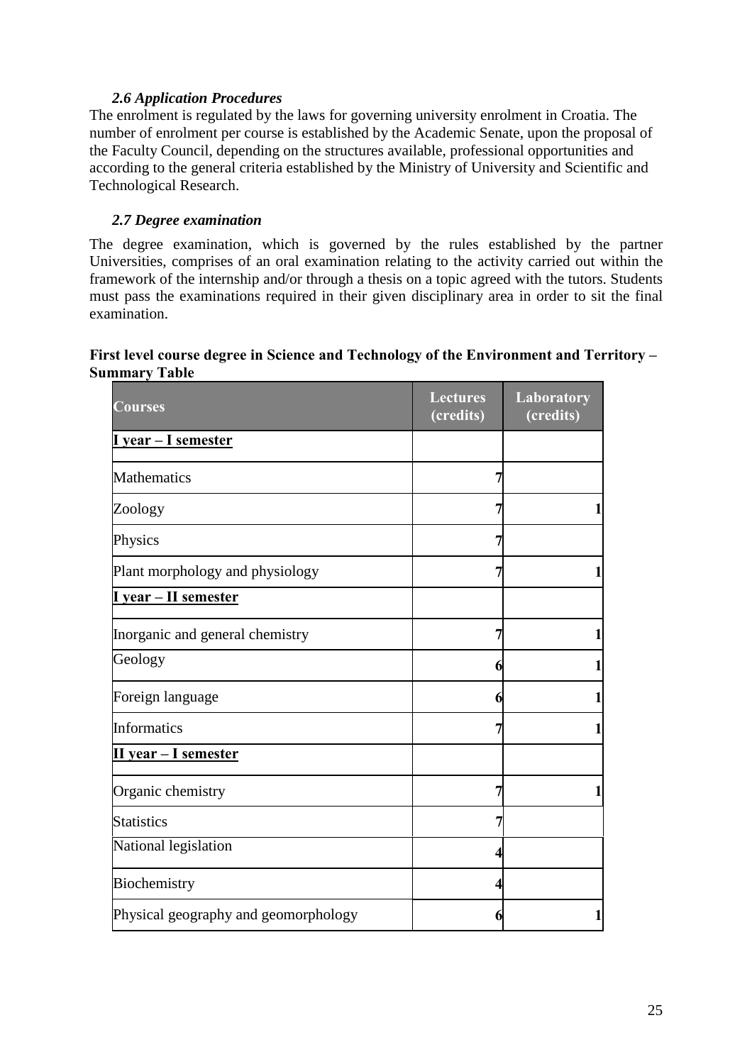### *2.6 Application Procedures*

The enrolment is regulated by the laws for governing university enrolment in Croatia. The number of enrolment per course is established by the Academic Senate, upon the proposal of the Faculty Council, depending on the structures available, professional opportunities and according to the general criteria established by the Ministry of University and Scientific and Technological Research.

### *2.7 Degree examination*

The degree examination, which is governed by the rules established by the partner Universities, comprises of an oral examination relating to the activity carried out within the framework of the internship and/or through a thesis on a topic agreed with the tutors. Students must pass the examinations required in their given disciplinary area in order to sit the final examination.

**First level course degree in Science and Technology of the Environment and Territory – Summary Table**

| Courses | Lectures (credits) | Laboratory (credits) |
|---|---|---|
| **I year – I semester** | | |
| Mathematics | 7 | |
| Zoology | 7 | 1 |
| Physics | 7 | |
| Plant morphology and physiology | 7 | 1 |
| **I year – II semester** | | |
| Inorganic and general chemistry | 7 | 1 |
| Geology | 6 | 1 |
| Foreign language | 6 | 1 |
| Informatics | 7 | 1 |
| **II year – I semester** | | |
| Organic chemistry | 7 | 1 |
| Statistics | 7 | |
| National legislation | 4 | |
| Biochemistry | 4 | |
| Physical geography and geomorphology | 6 | 1 |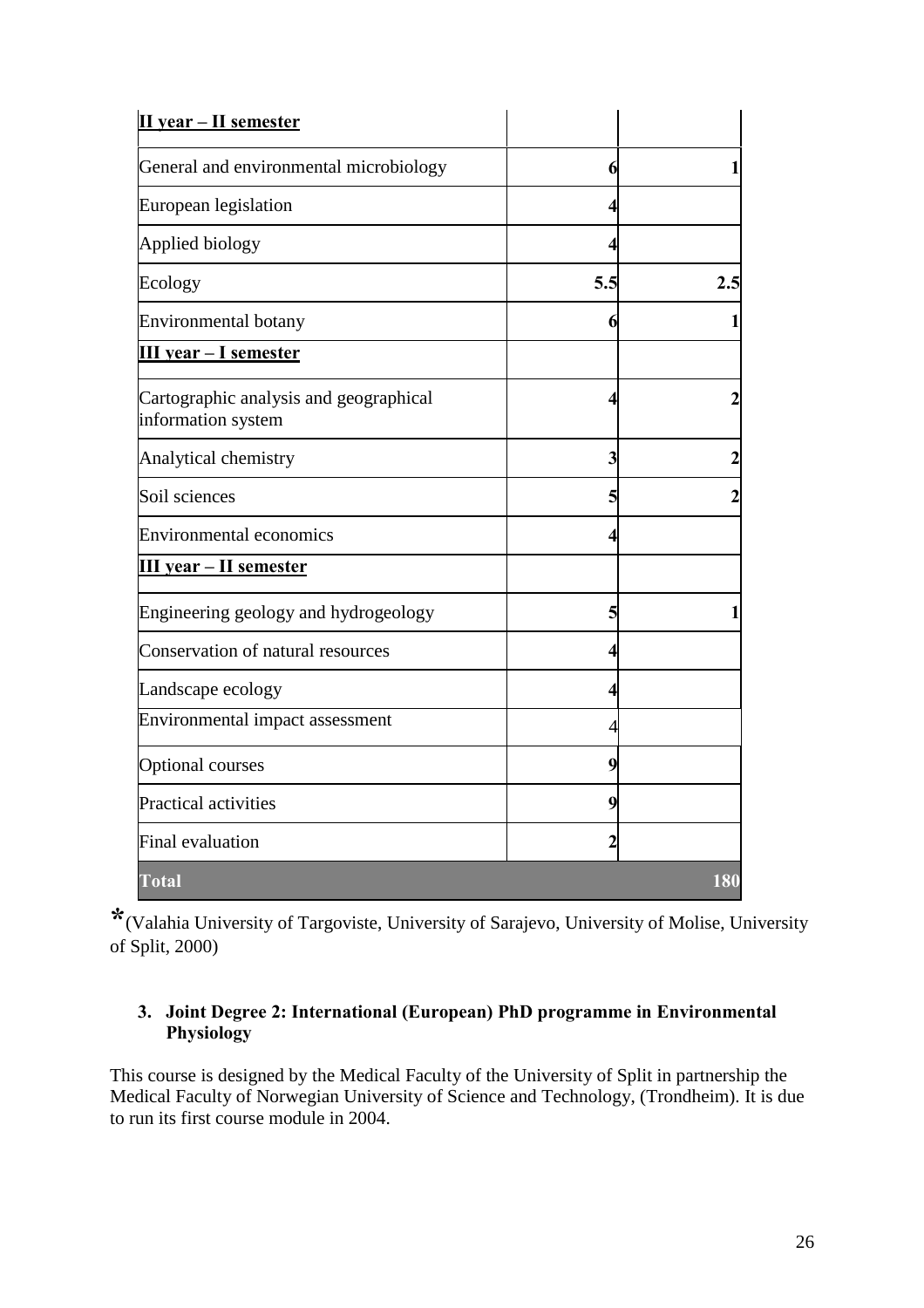| II year – II semester | | |
|---|---|---|
| General and environmental microbiology | 6 | 1 |
| European legislation | 4 | |
| Applied biology | 4 | |
| Ecology | 5.5 | 2.5 |
| Environmental botany | 6 | 1 |
| **III year – I semester** | | |
| Cartographic analysis and geographical information system | 4 | 2 |
| Analytical chemistry | 3 | 2 |
| Soil sciences | 5 | 2 |
| Environmental economics | 4 | |
| **III year – II semester** | | |
| Engineering geology and hydrogeology | 5 | 1 |
| Conservation of natural resources | 4 | |
| Landscape ecology | 4 | |
| Environmental impact assessment | 4 | |
| Optional courses | 9 | |
| Practical activities | 9 | |
| Final evaluation | 2 | |
| **Total** | | **180** |

*(Valahia University of Targoviste, University of Sarajevo, University of Molise, University of Split, 2000)

### 3. Joint Degree 2: International (European) PhD programme in Environmental Physiology

This course is designed by the Medical Faculty of the University of Split in partnership the Medical Faculty of Norwegian University of Science and Technology, (Trondheim). It is due to run its first course module in 2004.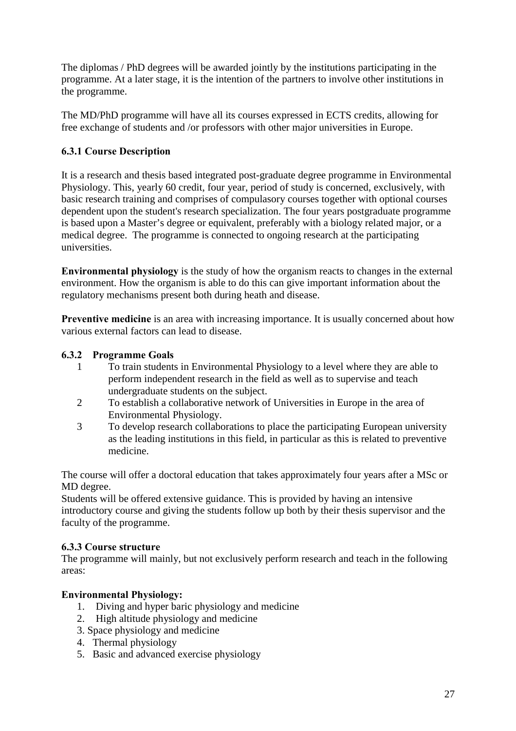The diplomas / PhD degrees will be awarded jointly by the institutions participating in the programme. At a later stage, it is the intention of the partners to involve other institutions in the programme.

The MD/PhD programme will have all its courses expressed in ECTS credits, allowing for free exchange of students and /or professors with other major universities in Europe.

### 6.3.1 Course Description

It is a research and thesis based integrated post-graduate degree programme in Environmental Physiology. This, yearly 60 credit, four year, period of study is concerned, exclusively, with basic research training and comprises of compulasory courses together with optional courses dependent upon the student's research specialization. The four years postgraduate programme is based upon a Master's degree or equivalent, preferably with a biology related major, or a medical degree. The programme is connected to ongoing research at the participating universities.

**Environmental physiology** is the study of how the organism reacts to changes in the external environment. How the organism is able to do this can give important information about the regulatory mechanisms present both during heath and disease.

**Preventive medicine** is an area with increasing importance. It is usually concerned about how various external factors can lead to disease.

### 6.3.2 Programme Goals

1. To train students in Environmental Physiology to a level where they are able to perform independent research in the field as well as to supervise and teach undergraduate students on the subject.
2. To establish a collaborative network of Universities in Europe in the area of Environmental Physiology.
3. To develop research collaborations to place the participating European university as the leading institutions in this field, in particular as this is related to preventive medicine.

The course will offer a doctoral education that takes approximately four years after a MSc or MD degree.

Students will be offered extensive guidance. This is provided by having an intensive introductory course and giving the students follow up both by their thesis supervisor and the faculty of the programme.

### 6.3.3 Course structure

The programme will mainly, but not exclusively perform research and teach in the following areas:

**Environmental Physiology:**

1. Diving and hyper baric physiology and medicine
2. High altitude physiology and medicine
3. Space physiology and medicine
4. Thermal physiology
5. Basic and advanced exercise physiology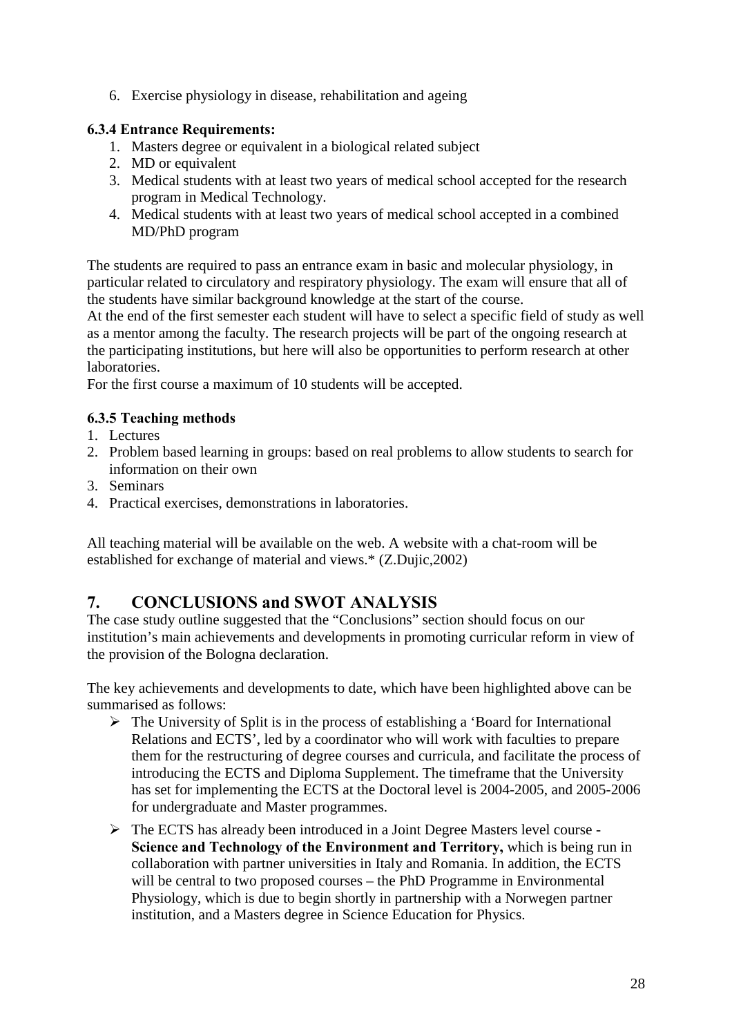6. Exercise physiology in disease, rehabilitation and ageing

### 6.3.4 Entrance Requirements:

1. Masters degree or equivalent in a biological related subject
2. MD or equivalent
3. Medical students with at least two years of medical school accepted for the research program in Medical Technology.
4. Medical students with at least two years of medical school accepted in a combined MD/PhD program

The students are required to pass an entrance exam in basic and molecular physiology, in particular related to circulatory and respiratory physiology. The exam will ensure that all of the students have similar background knowledge at the start of the course.
At the end of the first semester each student will have to select a specific field of study as well as a mentor among the faculty. The research projects will be part of the ongoing research at the participating institutions, but here will also be opportunities to perform research at other laboratories.
For the first course a maximum of 10 students will be accepted.

### 6.3.5 Teaching methods

1. Lectures
2. Problem based learning in groups: based on real problems to allow students to search for information on their own
3. Seminars
4. Practical exercises, demonstrations in laboratories.

All teaching material will be available on the web. A website with a chat-room will be established for exchange of material and views.* (Z.Dujic,2002)

## 7. CONCLUSIONS and SWOT ANALYSIS

The case study outline suggested that the "Conclusions" section should focus on our institution's main achievements and developments in promoting curricular reform in view of the provision of the Bologna declaration.

The key achievements and developments to date, which have been highlighted above can be summarised as follows:

- The University of Split is in the process of establishing a 'Board for International Relations and ECTS', led by a coordinator who will work with faculties to prepare them for the restructuring of degree courses and curricula, and facilitate the process of introducing the ECTS and Diploma Supplement. The timeframe that the University has set for implementing the ECTS at the Doctoral level is 2004-2005, and 2005-2006 for undergraduate and Master programmes.
- The ECTS has already been introduced in a Joint Degree Masters level course - **Science and Technology of the Environment and Territory,** which is being run in collaboration with partner universities in Italy and Romania. In addition, the ECTS will be central to two proposed courses – the PhD Programme in Environmental Physiology, which is due to begin shortly in partnership with a Norwegen partner institution, and a Masters degree in Science Education for Physics.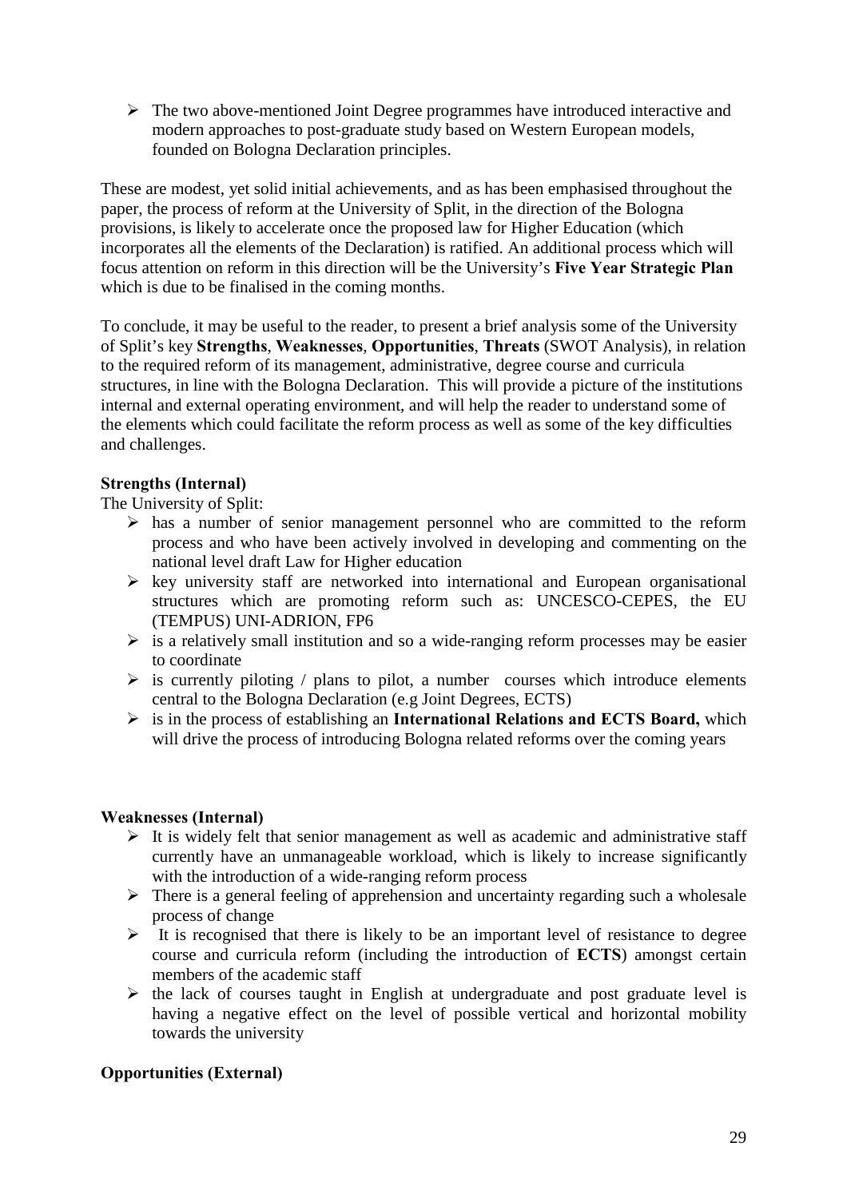- The two above-mentioned Joint Degree programmes have introduced interactive and modern approaches to post-graduate study based on Western European models, founded on Bologna Declaration principles.

These are modest, yet solid initial achievements, and as has been emphasised throughout the paper, the process of reform at the University of Split, in the direction of the Bologna provisions, is likely to accelerate once the proposed law for Higher Education (which incorporates all the elements of the Declaration) is ratified. An additional process which will focus attention on reform in this direction will be the University's **Five Year Strategic Plan** which is due to be finalised in the coming months.

To conclude, it may be useful to the reader, to present a brief analysis some of the University of Split's key **Strengths**, **Weaknesses**, **Opportunities**, **Threats** (SWOT Analysis), in relation to the required reform of its management, administrative, degree course and curricula structures, in line with the Bologna Declaration. This will provide a picture of the institutions internal and external operating environment, and will help the reader to understand some of the elements which could facilitate the reform process as well as some of the key difficulties and challenges.

**Strengths (Internal)**

The University of Split:

- has a number of senior management personnel who are committed to the reform process and who have been actively involved in developing and commenting on the national level draft Law for Higher education
- key university staff are networked into international and European organisational structures which are promoting reform such as: UNCESCO-CEPES, the EU (TEMPUS) UNI-ADRION, FP6
- is a relatively small institution and so a wide-ranging reform processes may be easier to coordinate
- is currently piloting / plans to pilot, a number courses which introduce elements central to the Bologna Declaration (e.g Joint Degrees, ECTS)
- is in the process of establishing an **International Relations and ECTS Board,** which will drive the process of introducing Bologna related reforms over the coming years

**Weaknesses (Internal)**

- It is widely felt that senior management as well as academic and administrative staff currently have an unmanageable workload, which is likely to increase significantly with the introduction of a wide-ranging reform process
- There is a general feeling of apprehension and uncertainty regarding such a wholesale process of change
- It is recognised that there is likely to be an important level of resistance to degree course and curricula reform (including the introduction of **ECTS**) amongst certain members of the academic staff
- the lack of courses taught in English at undergraduate and post graduate level is having a negative effect on the level of possible vertical and horizontal mobility towards the university

**Opportunities (External)**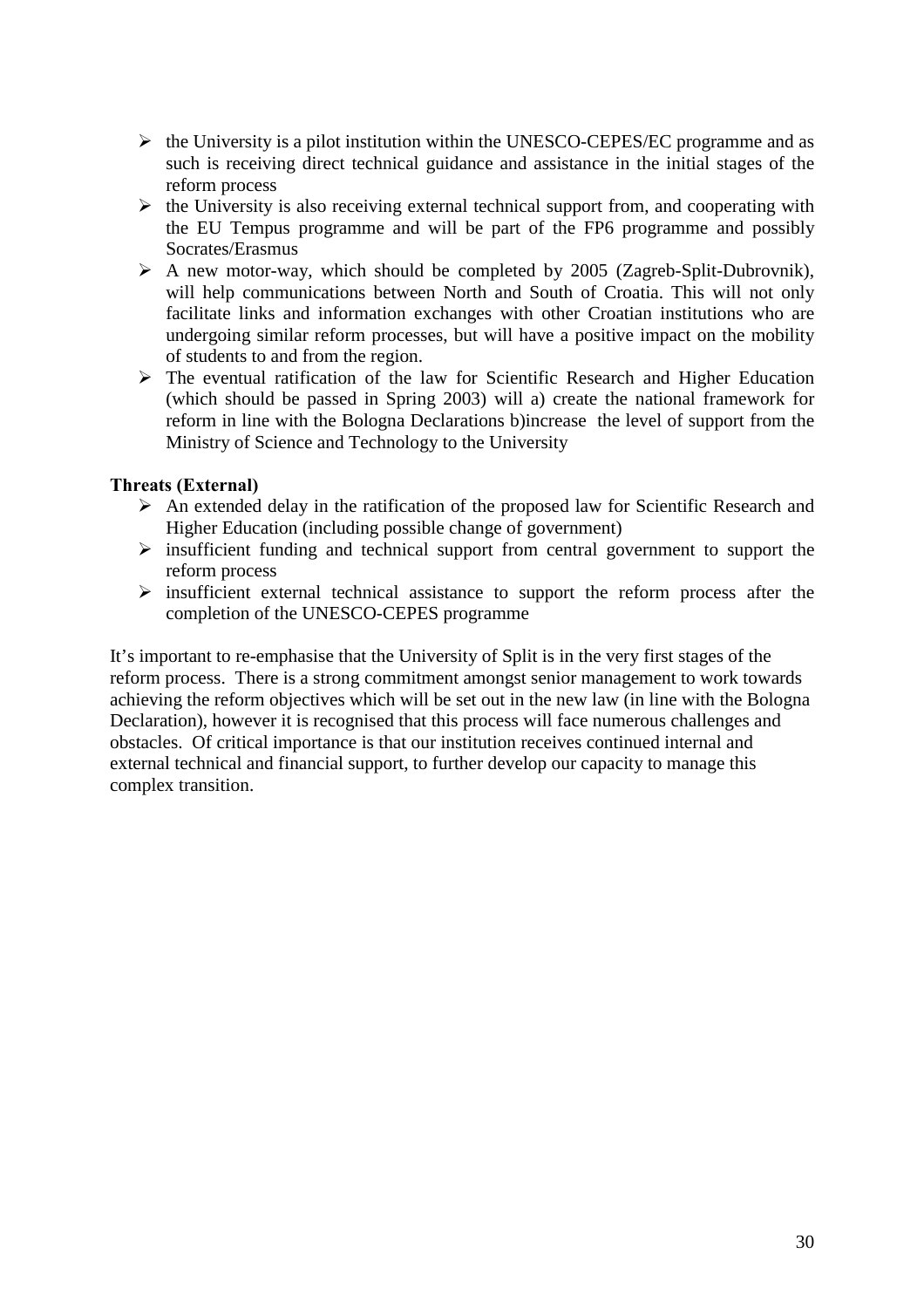- the University is a pilot institution within the UNESCO-CEPES/EC programme and as such is receiving direct technical guidance and assistance in the initial stages of the reform process
- the University is also receiving external technical support from, and cooperating with the EU Tempus programme and will be part of the FP6 programme and possibly Socrates/Erasmus
- A new motor-way, which should be completed by 2005 (Zagreb-Split-Dubrovnik), will help communications between North and South of Croatia. This will not only facilitate links and information exchanges with other Croatian institutions who are undergoing similar reform processes, but will have a positive impact on the mobility of students to and from the region.
- The eventual ratification of the law for Scientific Research and Higher Education (which should be passed in Spring 2003) will a) create the national framework for reform in line with the Bologna Declarations b)increase the level of support from the Ministry of Science and Technology to the University

**Threats (External)**

- An extended delay in the ratification of the proposed law for Scientific Research and Higher Education (including possible change of government)
- insufficient funding and technical support from central government to support the reform process
- insufficient external technical assistance to support the reform process after the completion of the UNESCO-CEPES programme

It's important to re-emphasise that the University of Split is in the very first stages of the reform process. There is a strong commitment amongst senior management to work towards achieving the reform objectives which will be set out in the new law (in line with the Bologna Declaration), however it is recognised that this process will face numerous challenges and obstacles. Of critical importance is that our institution receives continued internal and external technical and financial support, to further develop our capacity to manage this complex transition.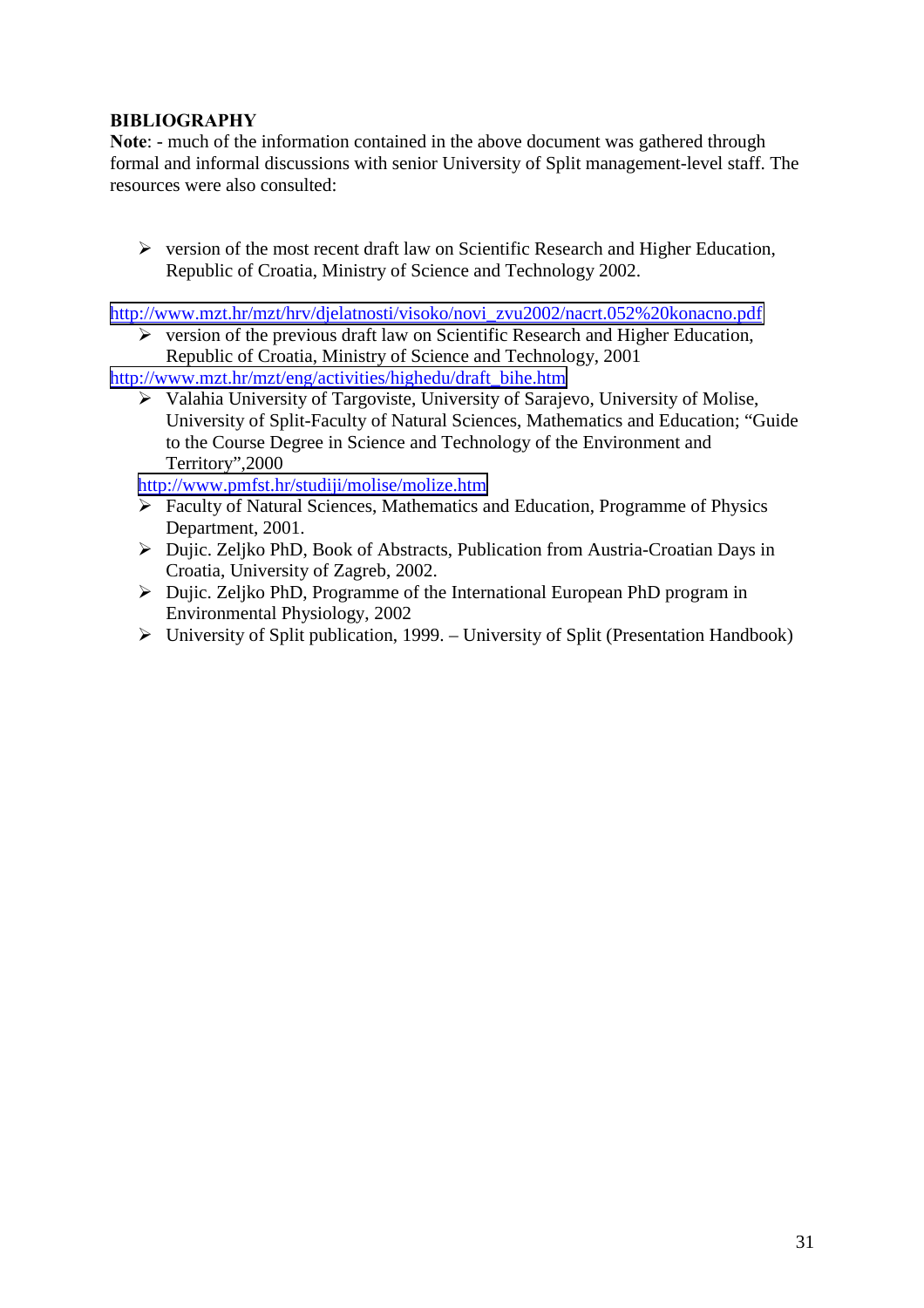## BIBLIOGRAPHY

**Note**: - much of the information contained in the above document was gathered through formal and informal discussions with senior University of Split management-level staff. The resources were also consulted:

- version of the most recent draft law on Scientific Research and Higher Education, Republic of Croatia, Ministry of Science and Technology 2002.

http://www.mzt.hr/mzt/hrv/djelatnosti/visoko/novi_zvu2002/nacrt.052%20konacno.pdf

- version of the previous draft law on Scientific Research and Higher Education, Republic of Croatia, Ministry of Science and Technology, 2001

http://www.mzt.hr/mzt/eng/activities/highedu/draft_bihe.htm

- Valahia University of Targoviste, University of Sarajevo, University of Molise, University of Split-Faculty of Natural Sciences, Mathematics and Education; "Guide to the Course Degree in Science and Technology of the Environment and Territory",2000

  http://www.pmfst.hr/studiji/molise/molize.htm

- Faculty of Natural Sciences, Mathematics and Education, Programme of Physics Department, 2001.
- Dujic. Zeljko PhD, Book of Abstracts, Publication from Austria-Croatian Days in Croatia, University of Zagreb, 2002.
- Dujic. Zeljko PhD, Programme of the International European PhD program in Environmental Physiology, 2002
- University of Split publication, 1999. – University of Split (Presentation Handbook)